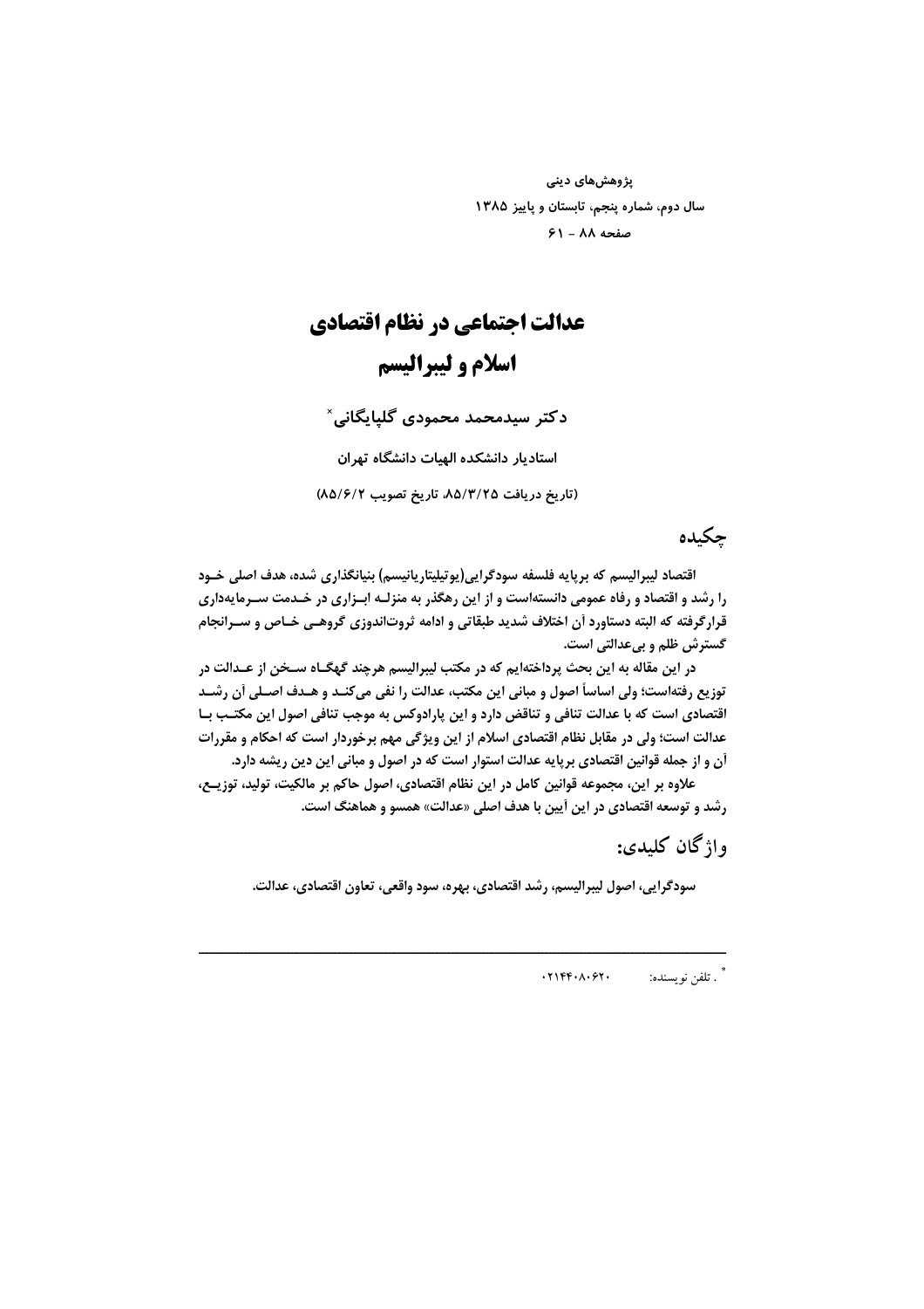پژوهش‌های دینی
سال دوم، شماره پنجم، تابستان و پاییز ۱۳۸۵
صفحه ۸۸ - ۶۱

# عدالت اجتماعی در نظام اقتصادی اسلام و لیبرالیسم

**دکتر سیدمحمد محمودی گلپایگانی***

استادیار دانشکده الهیات دانشگاه تهران

(تاریخ دریافت ۸۵/۳/۲۵، تاریخ تصویب ۸۵/۶/۲)

## چکیده

اقتصاد لیبرالیسم که برپایه فلسفه سودگرایی(یوتیلیتاریانیسم) بنیانگذاری شده، هدف اصلی خود را رشد و اقتصاد و رفاه عمومی دانسته‌است و از این رهگذر به منزلـه ابـزاری در خـدمت سـرمایه‌داری قرارگرفته که البته دستاورد آن اختلاف شدید طبقاتی و ادامه ثروت‌اندوزی گروهـی خـاص و سـرانجام گسترش ظلم و بی‌عدالتی است.

در این مقاله به این بحث پرداخته‌ایم که در مکتب لیبرالیسم هرچند گهگـاه سـخن از عـدالت در توزیع رفته‌است؛ ولی اساساً اصول و مبانی این مکتب، عدالت را نفی می‌کنـد و هـدف اصـلی آن رشـد اقتصادی است که با عدالت تنافی و تناقض دارد و این پارادوکس به موجب تنافی اصول این مکتـب بـا عدالت است؛ ولی در مقابل نظام اقتصادی اسلام از این ویژگی مهم برخوردار است که احکام و مقررات آن و از جمله قوانین اقتصادی برپایه عدالت استوار است که در اصول و مبانی این دین ریشه دارد.

علاوه بر این، مجموعه قوانین کامل در این نظام اقتصادی، اصول حاکم بر مالکیت، تولید، توزیـع، رشد و توسعه اقتصادی در این آیین با هدف اصلی «عدالت» همسو و هماهنگ است.

## واژگان کلیدی:

سودگرایی، اصول لیبرالیسم، رشد اقتصادی، بهره، سود واقعی، تعاون اقتصادی، عدالت.

---

* . تلفن نویسنده: ۰۲۱۴۴۰۸۰۶۲۰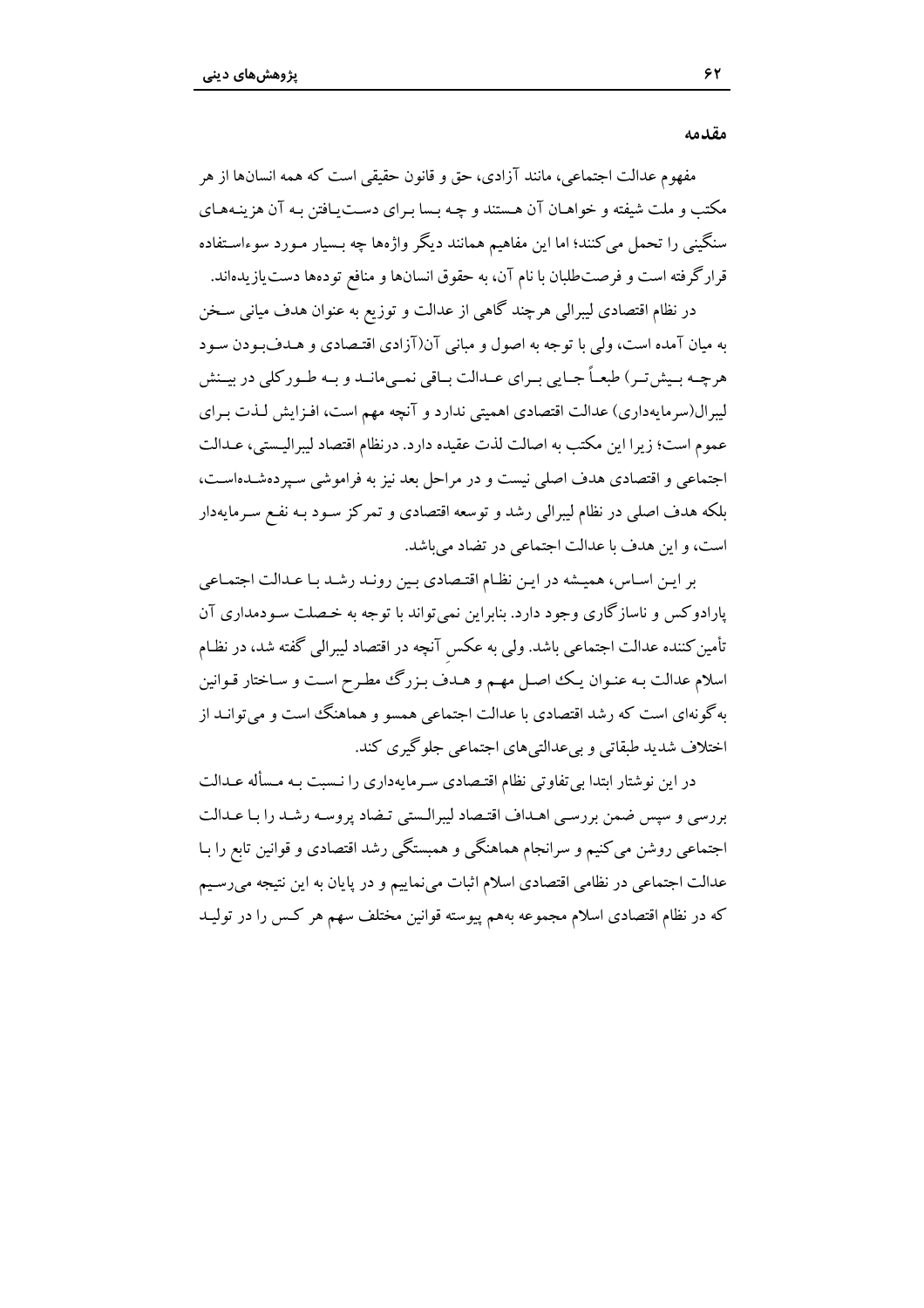## مقدمه

مفهوم عدالت اجتماعی، مانند آزادی، حق و قانون حقیقی است که همه انسانها از هر مکتب و ملت شیفته و خواهان آن هستند و چه بسا برای دست‌یافتن به آن هزینه‌های سنگینی را تحمل می‌کنند؛ اما این مفاهیم همانند دیگر واژه‌ها چه بسیار مورد سوءاستفاده قرارگرفته است و فرصت‌طلبان با نام آن، به حقوق انسانها و منافع توده‌ها دست‌یازیده‌اند.

در نظام اقتصادی لیبرالی هرچند گاهی از عدالت و توزیع به عنوان هدف میانی سخن به میان آمده است، ولی با توجه به اصول و مبانی آن(آزادی اقتصادی و هدف‌بودن سود هرچه بیش‌تر) طبعاً جایی برای عدالت باقی نمی‌ماند و به طورکلی در بینش لیبرال(سرمایه‌داری) عدالت اقتصادی اهمیتی ندارد و آنچه مهم است، افزایش لذت برای عموم است؛ زیرا این مکتب به اصالت لذت عقیده دارد. درنظام اقتصاد لیبرالیستی، عدالت اجتماعی و اقتصادی هدف اصلی نیست و در مراحل بعد نیز به فراموشی سپرده‌شده‌است، بلکه هدف اصلی در نظام لیبرالی رشد و توسعه اقتصادی و تمرکز سود به نفع سرمایه‌دار است، و این هدف با عدالت اجتماعی در تضاد می‌باشد.

بر این اساس، همیشه در این نظام اقتصادی بین روند رشد با عدالت اجتماعی پارادوکس و ناسازگاری وجود دارد. بنابراین نمی‌تواند با توجه به خصلت سودمداری آن تأمین‌کننده عدالت اجتماعی باشد. ولی به عکسِ آنچه در اقتصاد لیبرالی گفته شد، در نظام اسلام عدالت به عنوان یک اصل مهم و هدف بزرگ مطرح است و ساختار قوانین به‌گونه‌ای است که رشد اقتصادی با عدالت اجتماعی همسو و هماهنگ است و می‌تواند از اختلاف شدید طبقاتی و بی‌عدالتی‌های اجتماعی جلوگیری کند.

در این نوشتار ابتدا بی‌تفاوتی نظام اقتصادی سرمایه‌داری را نسبت به مسأله عدالت بررسی و سپس ضمن بررسی اهداف اقتصاد لیبرالستی تضاد پروسه رشد را با عدالت اجتماعی روشن می‌کنیم و سرانجام هماهنگی و همبستگی رشد اقتصادی و قوانین تابع را با عدالت اجتماعی در نظامی اقتصادی اسلام اثبات می‌نماییم و در پایان به این نتیجه می‌رسیم که در نظام اقتصادی اسلام مجموعه به‌هم پیوسته قوانین مختلف سهم هر کس را در تولید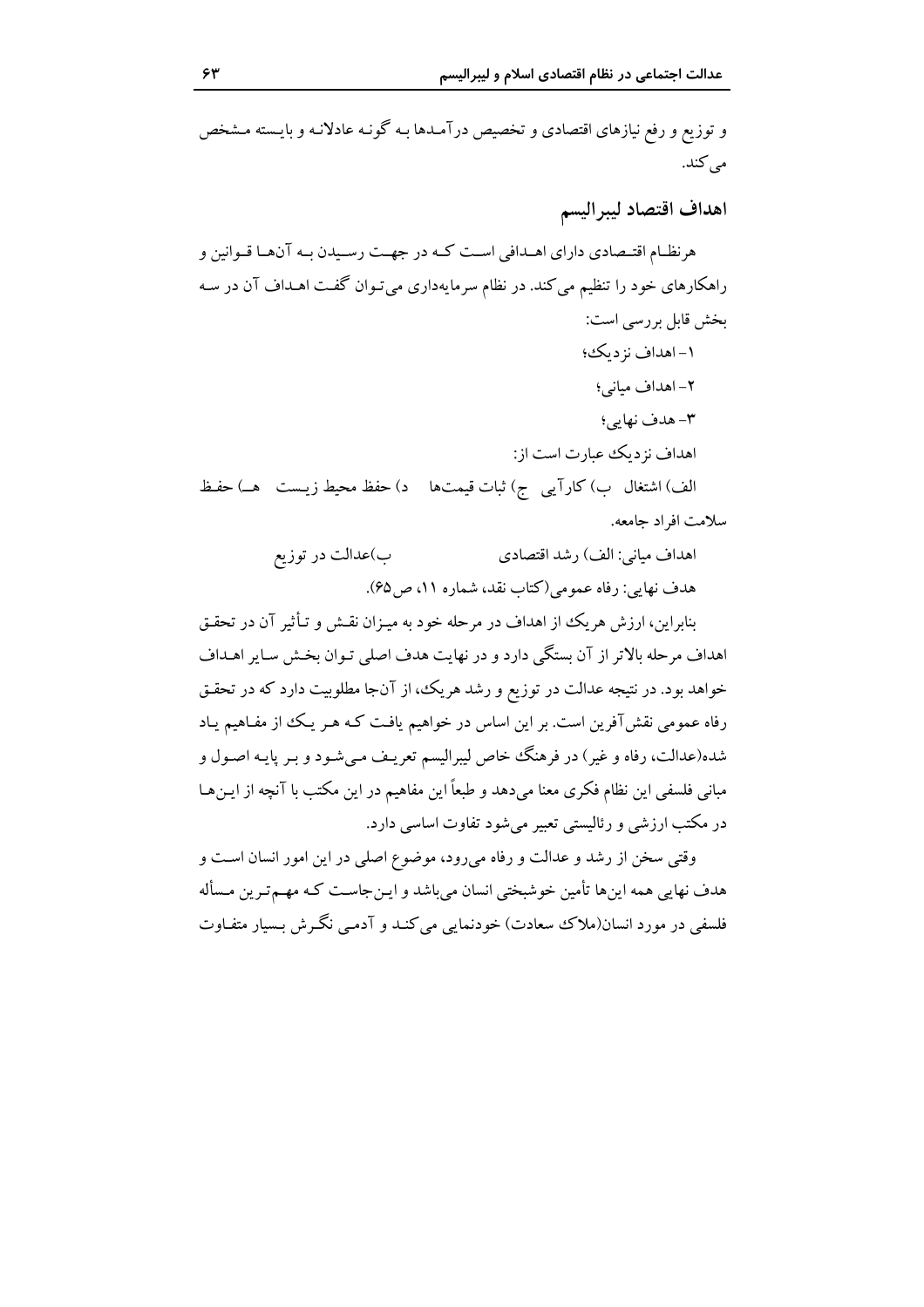و توزیع و رفع نیازهای اقتصادی و تخصیص درآمدها به گونه عادلانه و بایسته مشخص می‌کند.

## اهداف اقتصاد لیبرالیسم

هرنظام اقتصادی دارای اهدافی است که در جهت رسیدن به آن‌ها قوانین و راهکارهای خود را تنظیم می‌کند. در نظام سرمایه‌داری می‌توان گفت اهداف آن در سه بخش قابل بررسی است:

۱- اهداف نزدیک؛

۲- اهداف میانی؛

۳- هدف نهایی؛

اهداف نزدیک عبارت است از:

الف) اشتغال ب) کارآیی ج) ثبات قیمت‌ها د) حفظ محیط زیست هـ) حفظ سلامت افراد جامعه.

اهداف میانی: الف) رشد اقتصادی ب)عدالت در توزیع

هدف نهایی: رفاه عمومی(کتاب نقد، شماره ۱۱، ص۶۵).

بنابراین، ارزش هریک از اهداف در مرحله خود به میزان نقش و تأثیر آن در تحقق اهداف مرحله بالاتر از آن بستگی دارد و در نهایت هدف اصلی توان بخش سایر اهداف خواهد بود. در نتیجه عدالت در توزیع و رشد هریک، از آن‌جا مطلوبیت دارد که در تحقق رفاه عمومی نقش‌آفرین است. بر این اساس در خواهیم یافت که هر یک از مفاهیم یاد شده(عدالت، رفاه و غیر) در فرهنگ خاص لیبرالیسم تعریف می‌شود و بر پایه اصول و مبانی فلسفی این نظام فکری معنا می‌دهد و طبعاً این مفاهیم در این مکتب با آنچه از این‌ها در مکتب ارزشی و رئالیستی تعبیر می‌شود تفاوت اساسی دارد.

وقتی سخن از رشد و عدالت و رفاه می‌رود، موضوع اصلی در این امور انسان است و هدف نهایی همه این‌ها تأمین خوشبختی انسان می‌باشد و این‌جاست که مهم‌ترین مسأله فلسفی در مورد انسان(ملاک سعادت) خودنمایی می‌کند و آدمی نگرش بسیار متفاوت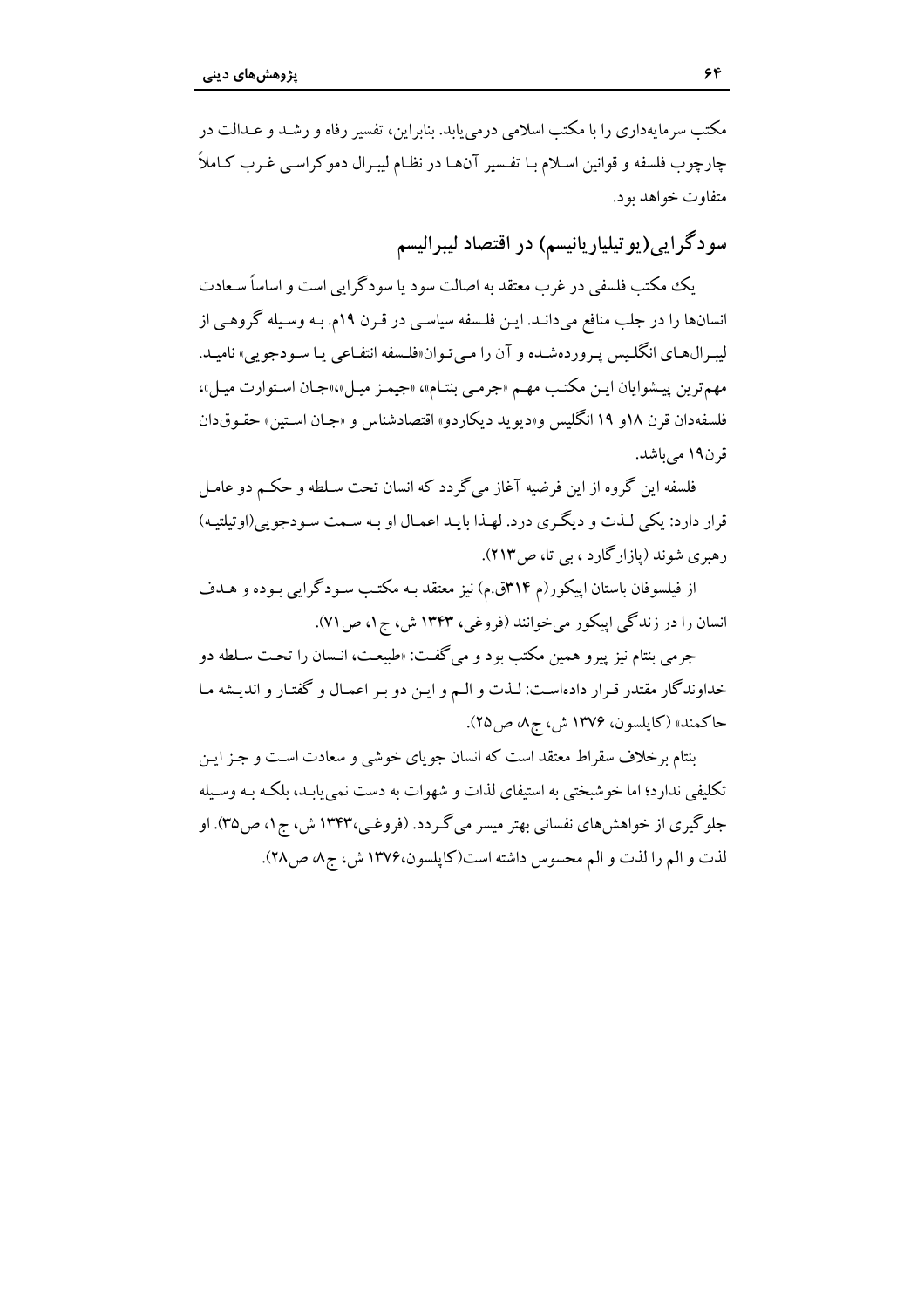مکتب سرمایه‌داری را با مکتب اسلامی درمی‌یابد. بنابراین، تفسیر رفاه و رشد و عدالت در چارچوب فلسفه و قوانین اسلام با تفسیر آن‌ها در نظام لیبرال دموکراسی غرب کاملاً متفاوت خواهد بود.

## سودگرایی(یوتیلیاریانیسم) در اقتصاد لیبرالیسم

یک مکتب فلسفی در غرب معتقد به اصالت سود یا سودگرایی است و اساساً سعادت انسان‌ها را در جلب منافع می‌داند. این فلسفه سیاسی در قرن ۱۹م. به وسیله گروهی از لیبرال‌های انگلیس پرورده‌شده و آن را می‌توان«فلسفه انتفاعی یا سودجویی» نامید. مهم‌ترین پیشوایان این مکتب مهم «جرمی بنتام»، «جیمز میل»،«جان استوارت میل»، فلسفه‌دان قرن ۱۸و ۱۹ انگلیس و«دیوید دیکاردو» اقتصادشناس و «جان استین» حقوق‌دان قرن۱۹ می‌باشد.

فلسفه این گروه از این فرضیه آغاز می‌گردد که انسان تحت سلطه و حکم دو عامل قرار دارد: یکی لذت و دیگری درد. لهذا باید اعمال او به سمت سودجویی(اوتیلتیه) رهبری شوند (پازارگارد ، بی تا، ص۲۱۳).

از فیلسوفان باستان اپیکور(م ۳۱۴ق.م) نیز معتقد به مکتب سودگرایی بوده و هدف انسان را در زندگی اپیکور می‌خوانند (فروغی، ۱۳۴۳ ش، ج۱، ص۷۱).

جرمی بنتام نیز پیرو همین مکتب بود و می‌گفت: «طبیعت، انسان را تحت سلطه دو خداوندگار مقتدر قرار داده‌است: لذت و الم و این دو بر اعمال و گفتار و اندیشه ما حاکمند» (کاپلسون، ۱۳۷۶ ش، ج۸، ص۲۵).

بنتام برخلاف سقراط معتقد است که انسان جویای خوشی و سعادت است و جز این تکلیفی ندارد؛ اما خوشبختی به استیفای لذات و شهوات به دست نمی‌یابد، بلکه به وسیله جلوگیری از خواهش‌های نفسانی بهتر میسر می‌گردد. (فروغی،۱۳۴۳ ش، ج۱، ص۳۵). او لذت و الم را لذت و الم محسوس داشته است(کاپلسون،۱۳۷۶ ش، ج۸، ص۲۸).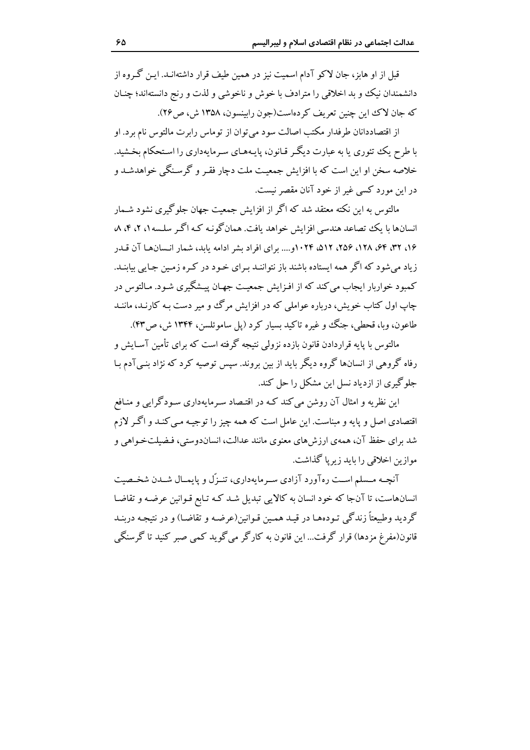قبل از او هابز، جان لاکو آدام اسمیت نیز در همین طیف قرار داشته‌اند. این گروه از دانشمندان نیک و بد اخلاقی را مترادف با خوش و ناخوشی و لذت و رنج دانسته‌اند؛ چنان که جان لاک این چنین تعریف کرده‌است(جون رابینسون، ۱۳۵۸ ش، ص۲۶).

از اقتصاددانان طرفدار مکتب اصالت سود می‌توان از توماس رابرت مالتوس نام برد. او با طرح یک تئوری یا به عبارت دیگر قانون، پایه‌های سرمایه‌داری را استحکام بخشید. خلاصه سخن او این است که با افزایش جمعیت ملت دچار فقر و گرسنگی خواهدشد و در این مورد کسی غیر از خود آنان مقصر نیست.

مالتوس به این نکته معتقد شد که اگر از افزایش جمعیت جهان جلوگیری نشود شمار انسان‌ها با یک تصاعد هندسی افزایش خواهد یافت. همان‌گونه که اگر سلسه۱، ۲، ۴، ۸، ۱۶، ۳۲، ۶۴، ۱۲۸، ۲۵۶، ۵۱۲، ۱۰۲۴و.... برای افراد بشر ادامه یابد، شمار انسان‌ها آن قدر زیاد می‌شود که اگر همه ایستاده باشند باز نتوانند برای خود در کره زمین جایی بیابند. کمبود خواربار ایجاب می‌کند که از افزایش جمعیت جهان پیشگیری شود. مالتوس در چاپ اول کتاب خویش، درباره عواملی که در افزایش مرگ و میر دست به کارند، مانند طاعون، وبا، قحطی، جنگ و غیره تاکید بسیار کرد (پل ساموئلسن، ۱۳۴۴ ش، ص۴۳).

مالتوس با پایه قراردادن قانون بازده نزولی نتیجه گرفته است که برای تأمین آسایش و رفاه گروهی از انسان‌ها گروه دیگر باید از بین بروند. سپس توصیه کرد که نژاد بنی‌آدم با جلوگیری از ازدیاد نسل این مشکل را حل کند.

این نظریه و امثال آن روشن می‌کند که در اقتصاد سرمایه‌داری سودگرایی و منافع اقتصادی اصل و پایه و مبناست. این عامل است که همه چیز را توجیه می‌کند و اگر لازم شد برای حفظ آن، همه‌ی ارزش‌های معنوی مانند عدالت، انسان‌دوستی، فضیلت‌خواهی و موازین اخلاقی را باید زیرپا گذاشت.

آنچه مسلم است ره‌آورد آزادی سرمایه‌داری، تنزّل و پایمال شدن شخصیت انسان‌هاست، تا آن‌جا که خود انسان به کالایی تبدیل شد که تابع قوانین عرضه و تقاضا گردید وطبیعتاً زندگی توده‌ها در قید همین قوانین(عرضه و تقاضا) و در نتیجه دربند قانون(مفرغ مزدها) قرار گرفت... این قانون به کارگر می‌گوید کمی صبر کنید تا گرسنگی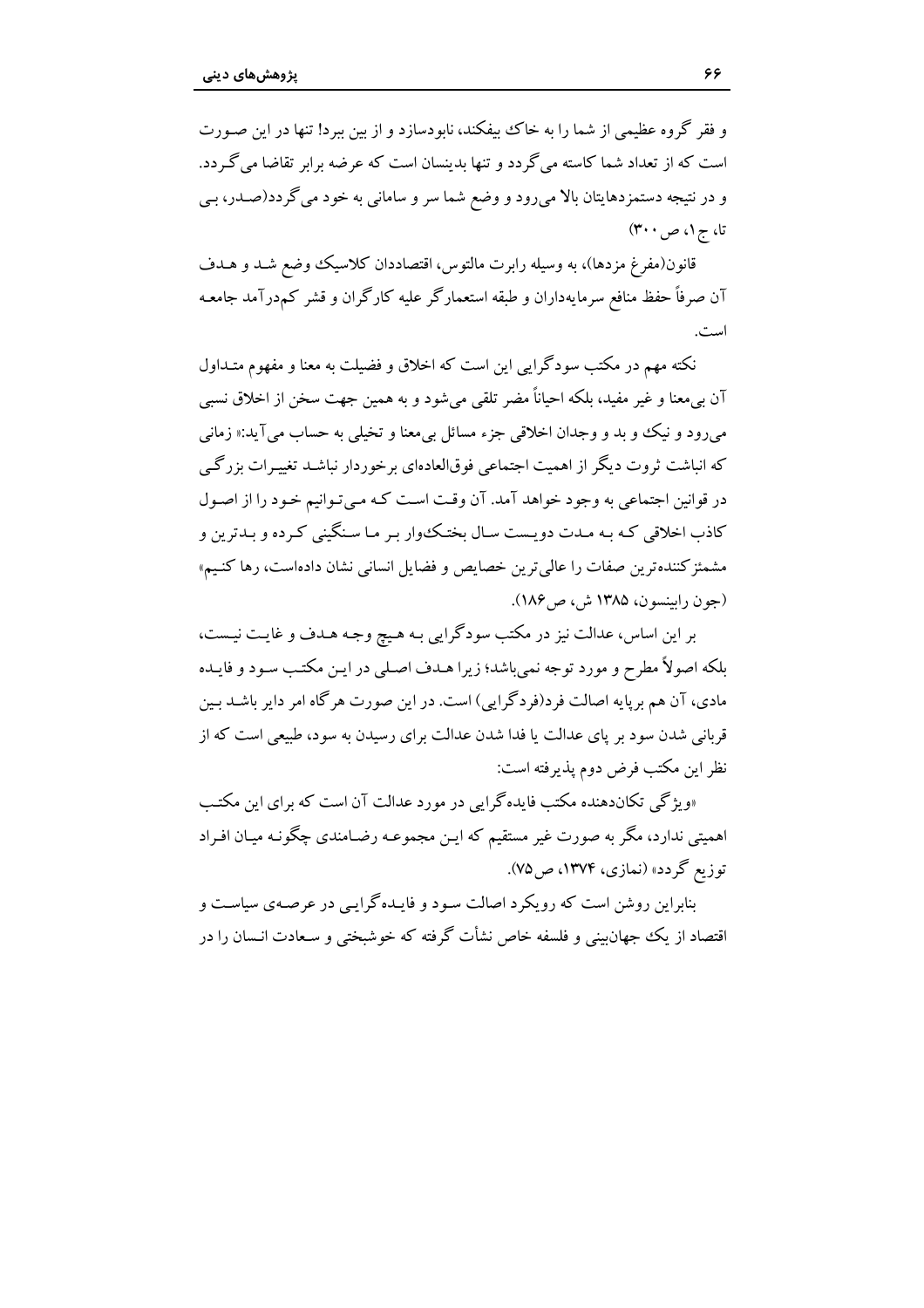و فقر گروه عظیمی از شما را به خاک بیفکند، نابودسازد و از بین ببرد! تنها در این صورت است که از تعداد شما کاسته می‌گردد و تنها بدینسان است که عرضه برابر تقاضا می‌گردد. و در نتیجه دستمزدهایتان بالا می‌رود و وضع شما سر و سامانی به خود می‌گردد(صدر، بی تا، ج۱، ص۳۰۰)

قانون(مفرغ مزدها)، به وسیله رابرت مالتوس، اقتصاددان کلاسیک وضع شد و هدف آن صرفاً حفظ منافع سرمایه‌داران و طبقه استعمارگر علیه کارگران و قشر کم‌درآمد جامعه است.

نکته مهم در مکتب سودگرایی این است که اخلاق و فضیلت به معنا و مفهوم متداول آن بی‌معنا و غیر مفید، بلکه احیاناً مضر تلقی می‌شود و به همین جهت سخن از اخلاق نسبی می‌رود و نیک و بد و وجدان اخلاقی جزء مسائل بی‌معنا و تخیلی به حساب می‌آید:« زمانی که انباشت ثروت دیگر از اهمیت اجتماعی فوق‌العاده‌ای برخوردار نباشد تغییرات بزرگی در قوانین اجتماعی به وجود خواهد آمد. آن وقت است که می‌توانیم خود را از اصول کاذب اخلاقی که به مدت دویست سال بختک‌وار بر ما سنگینی کرده و بدترین و مشمئزکننده‌ترین صفات را عالی‌ترین خصایص و فضایل انسانی نشان داده‌است، رها کنیم» (جون رابینسون، ۱۳۸۵ ش، ص۱۸۶).

بر این اساس، عدالت نیز در مکتب سودگرایی به هیچ وجه هدف و غایت نیست، بلکه اصولاً مطرح و مورد توجه نمی‌باشد؛ زیرا هدف اصلی در این مکتب سود و فایده مادی، آن هم برپایه اصالت فرد(فردگرایی) است. در این صورت هرگاه امر دایر باشد بین قربانی شدن سود بر پای عدالت یا فدا شدن عدالت برای رسیدن به سود، طبیعی است که از نظر این مکتب فرض دوم پذیرفته است:

«ویژگی تکان‌دهنده مکتب فایده‌گرایی در مورد عدالت آن است که برای این مکتب اهمیتی ندارد، مگر به صورت غیر مستقیم که این مجموعه رضامندی چگونه میان افراد توزیع گردد» (نمازی، ۱۳۷۴، ص۷۵).

بنابراین روشن است که رویکرد اصالت سود و فایده‌گرایی در عرصه‌ی سیاست و اقتصاد از یک جهان‌بینی و فلسفه خاص نشأت گرفته که خوشبختی و سعادت انسان را در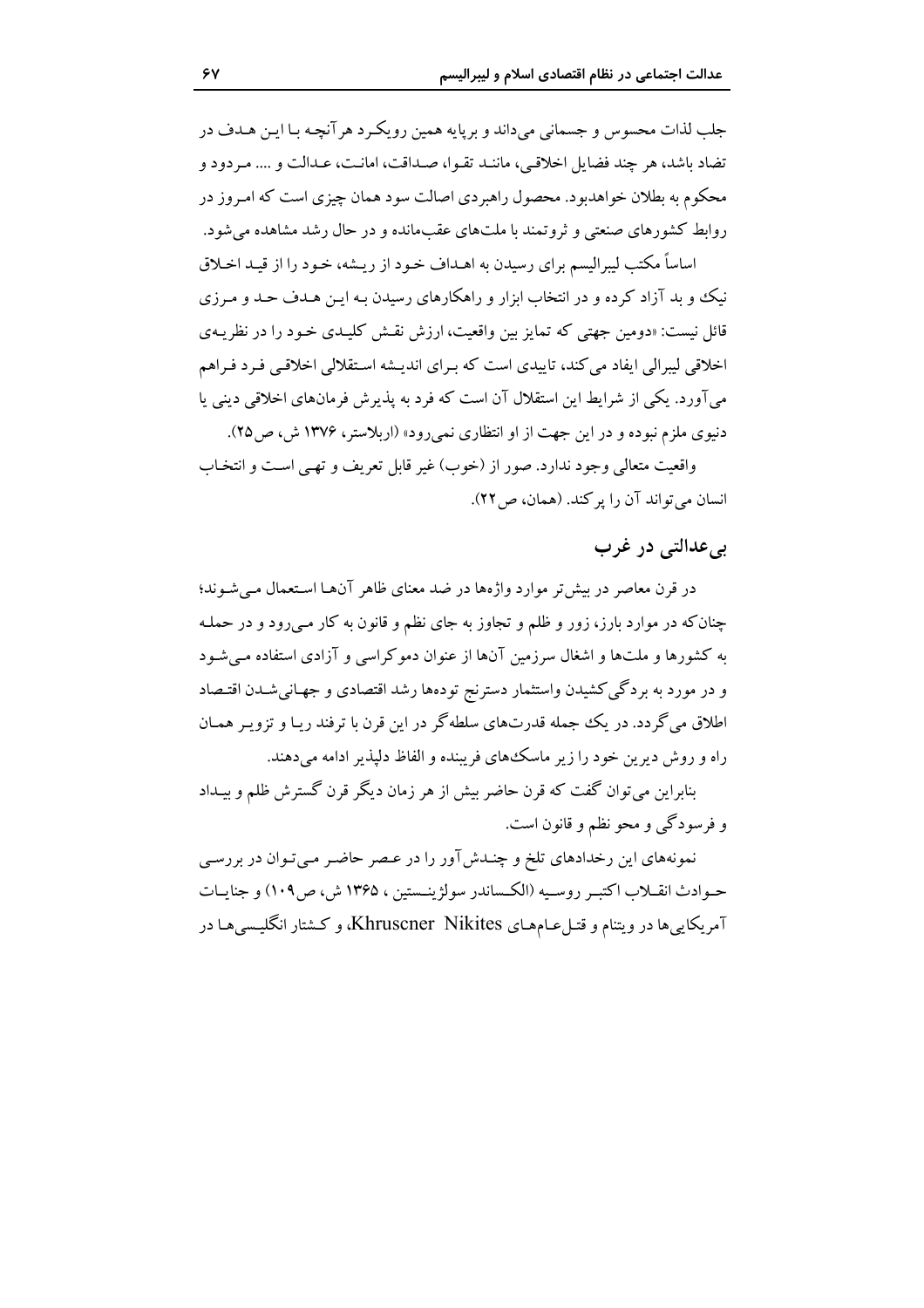جلب لذات محسوس و جسمانی می‌داند و برپایه همین رویکرد هرآنچه با این هدف در تضاد باشد، هر چند فضایل اخلاقی، مانند تقوا، صداقت، امانت، عدالت و .... مردود و محکوم به بطلان خواهدبود. محصول راهبردی اصالت سود همان چیزی است که امروز در روابط کشورهای صنعتی و ثروتمند با ملت‌های عقب‌مانده و در حال رشد مشاهده می‌شود.

اساساً مکتب لیبرالیسم برای رسیدن به اهداف خود از ریشه، خود را از قید اخلاق نیک و بد آزاد کرده و در انتخاب ابزار و راهکارهای رسیدن به این هدف حد و مرزی قائل نیست: «دومین جهتی که تمایز بین واقعیت، ارزش نقش کلیدی خود را در نظریه‌ی اخلاقی لیبرالی ایفاد می‌کند، تاییدی است که برای اندیشه استقلالی اخلاقی فرد فراهم می‌آورد. یکی از شرایط این استقلال آن است که فرد به پذیرش فرمان‌های اخلاقی دینی یا دنیوی ملزم نبوده و در این جهت از او انتظاری نمی‌رود» (اربلاستر، ۱۳۷۶ ش، ص۲۵).

واقعیت متعالی وجود ندارد. صور از (خوب) غیر قابل تعریف و تهی است و انتخاب انسان می‌تواند آن را پر کند. (همان، ص۲۲).

## بی‌عدالتی در غرب

در قرن معاصر در بیش‌تر موارد واژه‌ها در ضد معنای ظاهر آن‌ها استعمال می‌شوند؛ چنان‌که در موارد بارز، زور و ظلم و تجاوز به جای نظم و قانون به کار می‌رود و در حمله به کشورها و ملت‌ها و اشغال سرزمین آن‌ها از عنوان دموکراسی و آزادی استفاده می‌شود و در مورد به بردگی‌کشیدن واستثمار دسترنج توده‌ها رشد اقتصادی و جهانی‌شدن اقتصاد اطلاق می‌گردد. در یک جمله قدرت‌های سلطه‌گر در این قرن با ترفند ریا و تزویر همان راه و روش دیرین خود را زیر ماسک‌های فریبنده و الفاظ دلپذیر ادامه می‌دهند.

بنابراین می‌توان گفت که قرن حاضر بیش از هر زمان دیگر قرن گسترش ظلم و بیداد و فرسودگی و محو نظم و قانون است.

نمونه‌های این رخدادهای تلخ و چندش‌آور را در عصر حاضر می‌توان در بررسی حوادث انقلاب اکتبر روسیه (الکساندر سولژینستین ، ۱۳۶۵ ش، ص۱۰۹) و جنایات آمریکایی‌ها در ویتنام و قتل‌عام‌های Khruscner Nikites، و کشتار انگلیسی‌ها در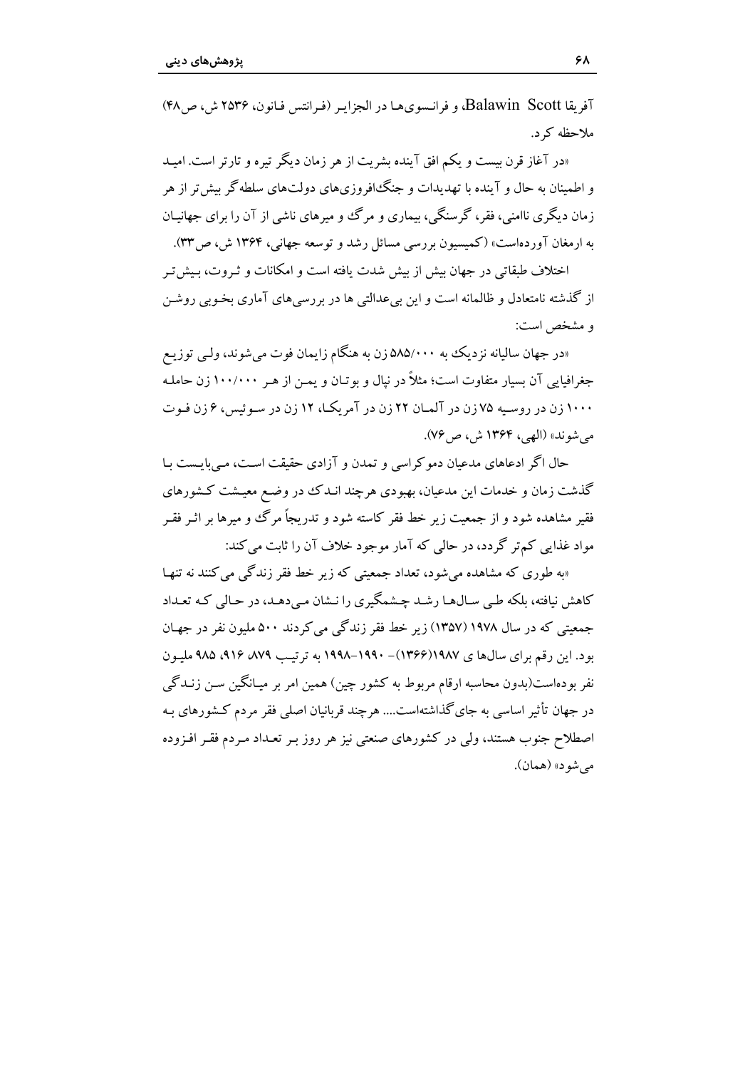آفریقا Balawin Scott، و فرانسوی‌ها در الجزایر (فرانتس فانون، ۲۵۳۶ ش، ص۴۸) ملاحظه کرد.

«در آغاز قرن بیست و یکم افق آینده بشریت از هر زمان دیگر تیره و تارتر است. امید و اطمینان به حال و آینده با تهدیدات و جنگ‌افروزی‌های دولت‌های سلطه‌گر بیش‌تر از هر زمان دیگری ناامنی، فقر، گرسنگی، بیماری و مرگ و میرهای ناشی از آن را برای جهانیان به ارمغان آورده‌است» (کمیسیون بررسی مسائل رشد و توسعه جهانی، ۱۳۶۴ ش، ص۳۳).

اختلاف طبقاتی در جهان بیش از بیش شدت یافته است و امکانات و ثروت، بیش‌تر از گذشته نامتعادل و ظالمانه است و این بی‌عدالتی ها در بررسی‌های آماری بخوبی روشن و مشخص است:

«در جهان سالیانه نزدیک به ۵۸۵/۰۰۰ زن به هنگام زایمان فوت می‌شوند، ولی توزیع جغرافیایی آن بسیار متفاوت است؛ مثلاً در نپال و بوتان و یمن از هر ۱۰۰/۰۰۰ زن حامله ۱۰۰۰ زن در روسیه ۷۵ زن در آلمان ۲۲ زن در آمریکا، ۱۲ زن در سوئیس، ۶ زن فوت می‌شوند» (الهی، ۱۳۶۴ ش، ص۷۶).

حال اگر ادعاهای مدعیان دموکراسی و تمدن و آزادی حقیقت است، می‌بایست با گذشت زمان و خدمات این مدعیان، بهبودی هرچند اندک در وضع معیشت کشورهای فقیر مشاهده شود و از جمعیت زیر خط فقر کاسته شود و تدریجاً مرگ و میرها بر اثر فقر مواد غذایی کم‌تر گردد، در حالی که آمار موجود خلاف آن را ثابت می‌کند:

«به طوری که مشاهده می‌شود، تعداد جمعیتی که زیر خط فقر زندگی می‌کنند نه تنها کاهش نیافته، بلکه طی سال‌ها رشد چشمگیری را نشان می‌دهد، در حالی که تعداد جمعیتی که در سال ۱۹۷۸ (۱۳۵۷) زیر خط فقر زندگی می‌کردند ۵۰۰ ملیون نفر در جهان بود. این رقم برای سال‌ها ی ۱۹۸۷(۱۳۶۶)- ۱۹۹۰-۱۹۹۸ به ترتیب ۸۷۹، ۹۱۶، ۹۸۵ ملیون نفر بوده‌است(بدون محاسبه ارقام مربوط به کشور چین) همین امر بر میانگین سن زندگی در جهان تأثیر اساسی به جای‌گذاشته‌است.... هرچند قربانیان اصلی فقر مردم کشورهای به اصطلاح جنوب هستند، ولی در کشورهای صنعتی نیز هر روز بر تعداد مردم فقر افزوده می‌شود» (همان).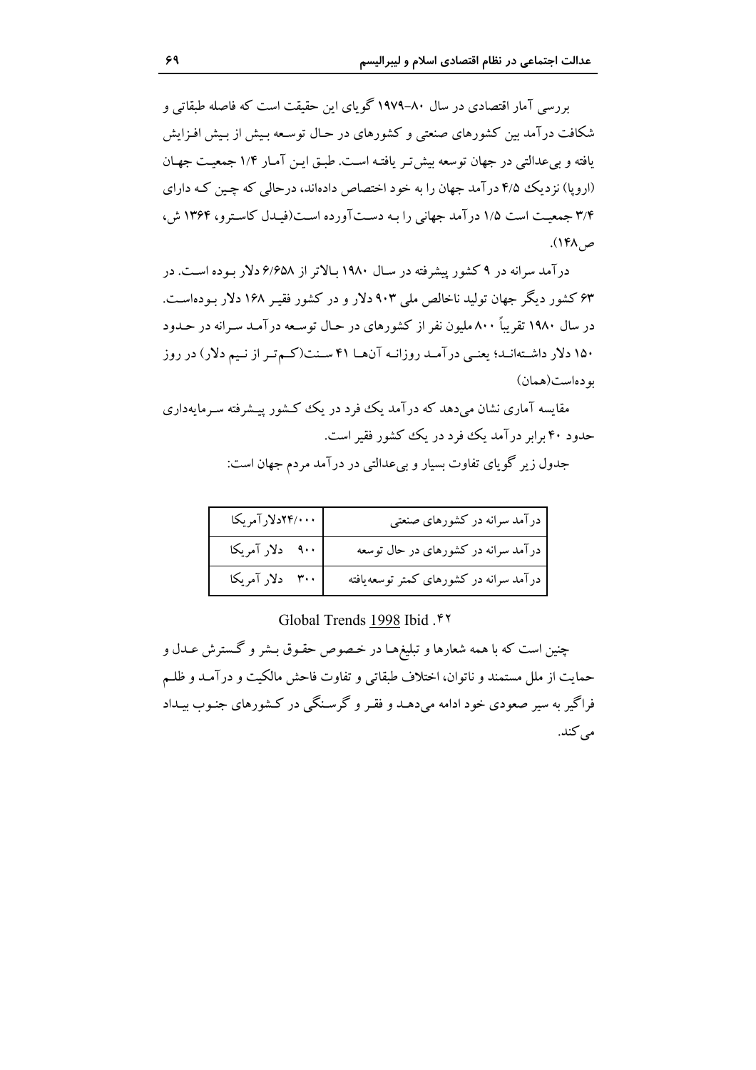بررسی آمار اقتصادی در سال ۸۰-۱۹۷۹ گویای این حقیقت است که فاصله طبقاتی و شکافت درآمد بین کشورهای صنعتی و کشورهای در حال توسعه بیش از بیش افزایش یافته و بی‌عدالتی در جهان توسعه بیش‌تر یافته است. طبق این آمار ۱/۴ جمعیت جهان (اروپا) نزدیک ۴/۵ درآمد جهان را به خود اختصاص داده‌اند، درحالی که چین که دارای ۳/۴ جمعیت است ۱/۵ درآمد جهانی را به دست‌آورده است(فیدل کاسترو، ۱۳۶۴ ش، ص۱۴۸).

درآمد سرانه در ۹ کشور پیشرفته در سال ۱۹۸۰ بالاتر از ۶/۶۵۸ دلار بوده است. در ۶۳ کشور دیگر جهان تولید ناخالص ملی ۹۰۳ دلار و در کشور فقیر ۱۶۸ دلار بوده‌است. در سال ۱۹۸۰ تقریباً ۸۰۰ ملیون نفر از کشورهای در حال توسعه درآمد سرانه در حدود ۱۵۰ دلار داشته‌اند؛ یعنی درآمد روزانه آن‌ها ۴۱ سنت(کم‌تر از نیم دلار) در روز بوده‌است(همان)

مقایسه آماری نشان می‌دهد که درآمد یک فرد در یک کشور پیشرفته سرمایه‌داری حدود ۴۰ برابر درآمد یک فرد در یک کشور فقیر است.

جدول زیر گویای تفاوت بسیار و بی‌عدالتی در درآمد مردم جهان است:

| | |
|---|---|
| درآمد سرانه در کشورهای صنعتی | ۲۴/۰۰۰دلارآمریکا |
| درآمد سرانه در کشورهای در حال توسعه | ۹۰۰ دلار آمریکا |
| درآمد سرانه در کشورهای کمتر توسعه‌یافته | ۳۰۰ دلار آمریکا |

Global Trends 1998 Ibid .۴۲

چنین است که با همه شعارها و تبلیغ‌ها در خصوص حقوق بشر و گسترش عدل و حمایت از ملل مستمند و ناتوان، اختلاف طبقاتی و تفاوت فاحش مالکیت و درآمد و ظلم فراگیر به سیر صعودی خود ادامه می‌دهد و فقر و گرسنگی در کشورهای جنوب بیداد می‌کند.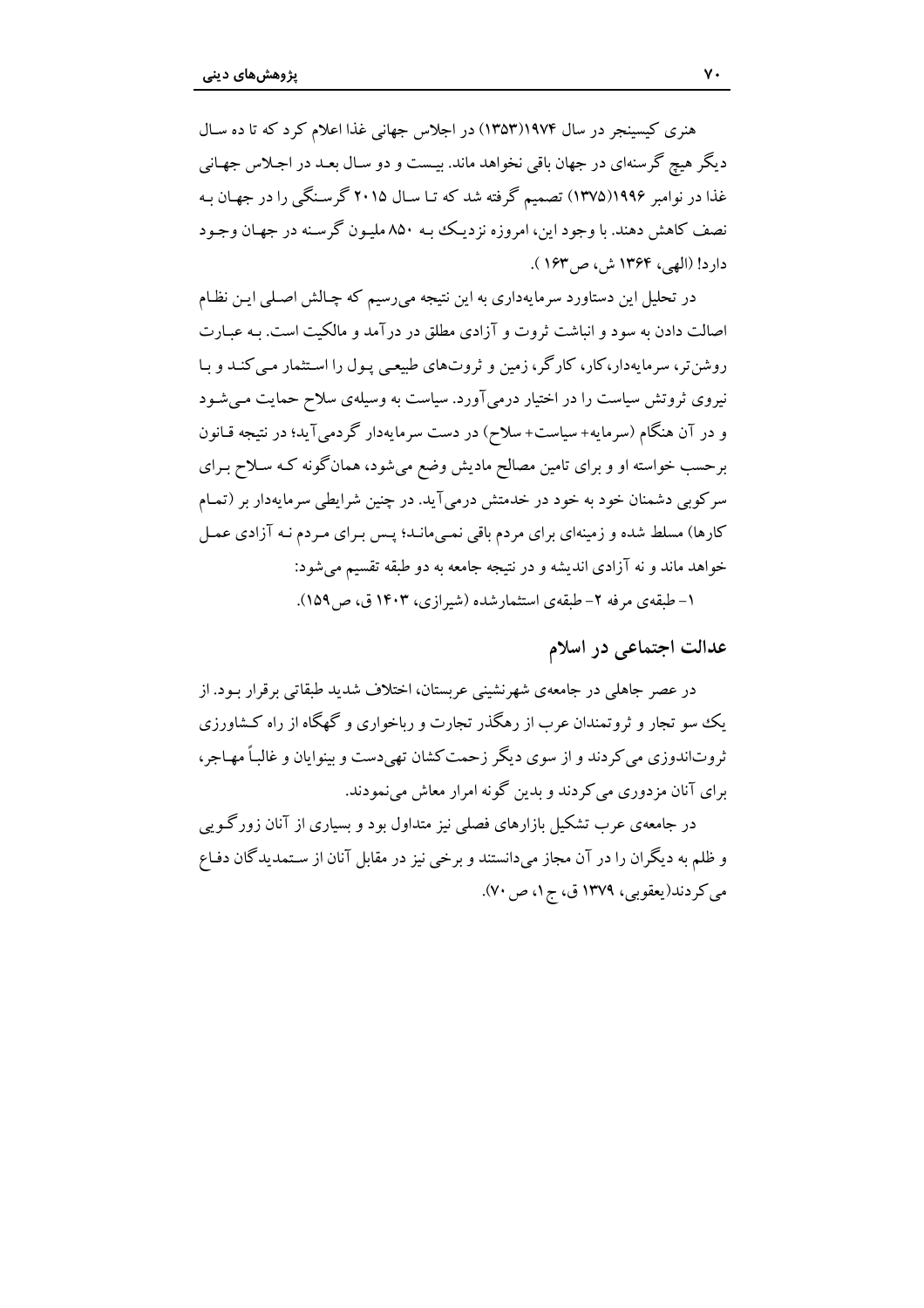هنری کیسینجر در سال ۱۹۷۴(۱۳۵۳) در اجلاس جهانی غذا اعلام کرد که تا ده سال دیگر هیچ گرسنه‌ای در جهان باقی نخواهد ماند. بیست و دو سال بعد در اجلاس جهانی غذا در نوامبر ۱۹۹۶(۱۳۷۵) تصمیم گرفته شد که تا سال ۲۰۱۵ گرسنگی را در جهان به نصف کاهش دهند. با وجود این، امروزه نزدیک به ۸۵۰ ملیون گرسنه در جهان وجود دارد! (الهی، ۱۳۶۴ ش، ص۱۶۳ ).

در تحلیل این دستاورد سرمایه‌داری به این نتیجه می‌رسیم که چالش اصلی این نظام اصالت دادن به سود و انباشت ثروت و آزادی مطلق در درآمد و مالکیت است. به عبارت روشن‌تر، سرمایه‌دار، کار، کارگر، زمین و ثروت‌های طبیعی پول را استثمار می‌کند و با نیروی ثروتش سیاست را در اختیار درمی‌آورد. سیاست به وسیله‌ی سلاح حمایت می‌شود و در آن هنگام (سرمایه+ سیاست+ سلاح) در دست سرمایه‌دار گردمی‌آید؛ در نتیجه قانون برحسب خواسته او و برای تامین مصالح مادیش وضع می‌شود، همان‌گونه که سلاح برای سرکوبی دشمنان خود به خود در خدمتش درمی‌آید. در چنین شرایطی سرمایه‌دار بر (تمام کارها) مسلط شده و زمینه‌ای برای مردم باقی نمی‌ماند؛ پس برای مردم نه آزادی عمل خواهد ماند و نه آزادی اندیشه و در نتیجه جامعه به دو طبقه تقسیم می‌شود:

۱- طبقه‌ی مرفه ۲- طبقه‌ی استثمارشده (شیرازی، ۱۴۰۳ ق، ص۱۵۹).

## عدالت اجتماعی در اسلام

در عصر جاهلی در جامعه‌ی شهرنشینی عربستان، اختلاف شدید طبقاتی برقرار بود. از یک سو تجار و ثروتمندان عرب از رهگذر تجارت و رباخواری و گهگاه از راه کشاورزی ثروت‌اندوزی می‌کردند و از سوی دیگر زحمت‌کشان تهی‌دست و بینوایان و غالباً مهاجر، برای آنان مزدوری می‌کردند و بدین گونه امرار معاش می‌نمودند.

در جامعه‌ی عرب تشکیل بازارهای فصلی نیز متداول بود و بسیاری از آنان زورگویی و ظلم به دیگران را در آن مجاز می‌دانستند و برخی نیز در مقابل آنان از ستمدیدگان دفاع می‌کردند(یعقوبی، ۱۳۷۹ ق، ج۱، ص۷۰).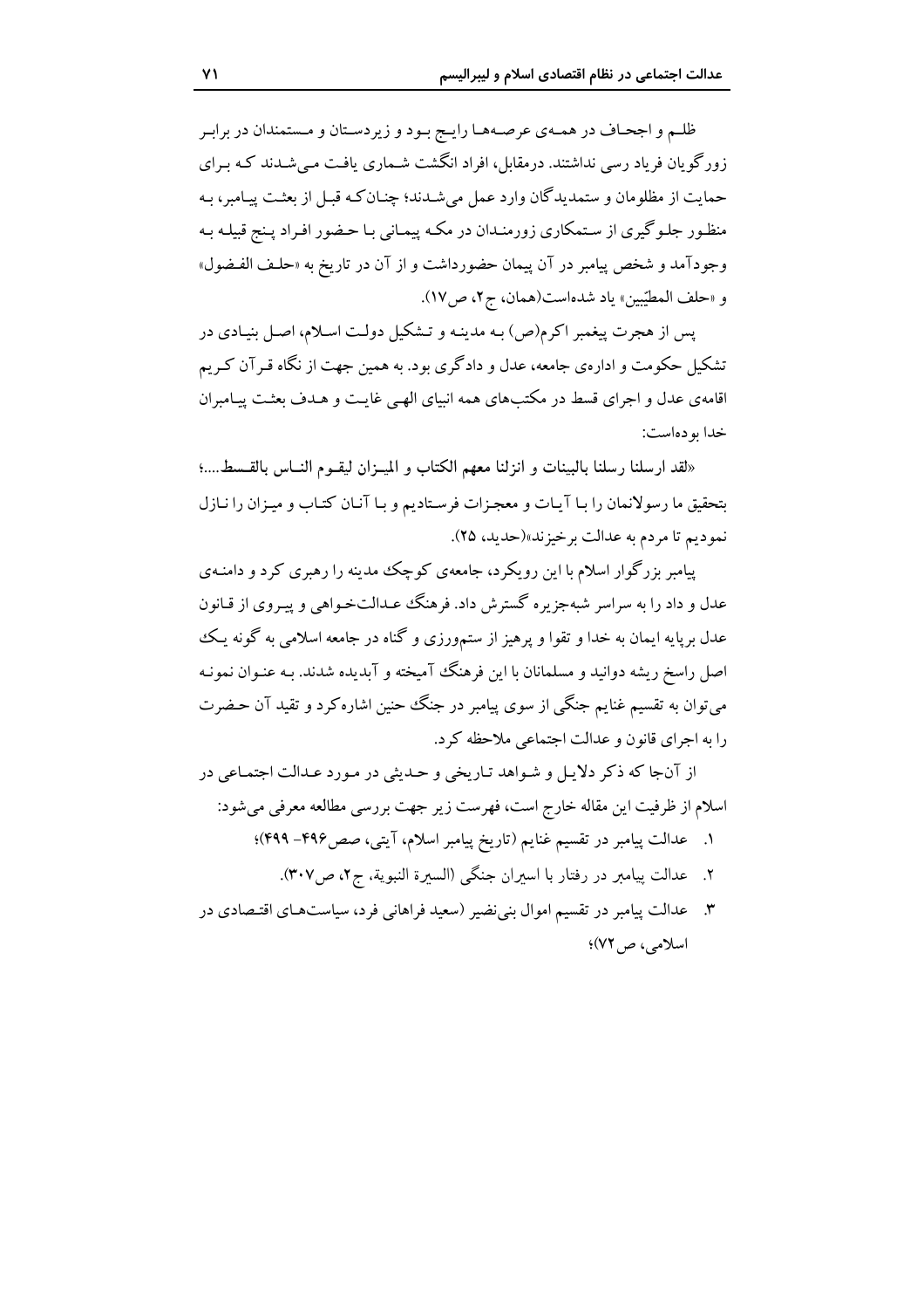ظلـم و اجحـاف در همـه‌ی عرصـه‌هـا رایـج بـود و زیردسـتان و مـستمندان در برابـر زورگویان فریاد رسی نداشتند. درمقابل، افراد انگشت شـماری یافـت مـی‌شـدند کـه بـرای حمایت از مظلومان و ستمدیدگان وارد عمل می‌شـدند؛ چنـان‌کـه قبـل از بعثـت پیـامبر، بـه منظـور جلـوگیری از سـتمکاری زورمنـدان در مکـه پیمـانی بـا حـضور افـراد پـنج قبیلـه بـه وجودآمد و شخص پیامبر در آن پیمان حضورداشت و از آن در تاریخ به «حلـف الفـضول» و «حلف المطیّبین» یاد شده‌است(همان، ج۲، ص۱۷).

پس از هجرت پیغمبر اکرم(ص) بـه مدینـه و تـشکیل دولـت اسـلام، اصـل بنیـادی در تشکیل حکومت و اداره‌ی جامعه، عدل و دادگری بود. به همین جهت از نگاه قـرآن کـریم اقامه‌ی عدل و اجرای قسط در مکتب‌های همه انبیای الهـی غایـت و هـدف بعثـت پیـامبران خدا بوده‌است:

«لقد ارسلنا رسلنا بالبینات و انزلنا معهم الکتاب و المیـزان لیقـوم النـاس بالقـسط...؛ بتحقیق ما رسولانمان را بـا آیـات و معجـزات فرسـتادیم و بـا آنـان کتـاب و میـزان را نـازل نمودیم تا مردم به عدالت برخیزند»(حدید، ۲۵).

پیامبر بزرگوار اسلام با این رویکرد، جامعه‌ی کوچک مدینه را رهبری کرد و دامنـه‌ی عدل و داد را به سراسر شبه‌جزیره گسترش داد. فرهنگ عـدالت‌خـواهی و پیـروی از قـانون عدل برپایه ایمان به خدا و تقوا و پرهیز از ستم‌ورزی و گناه در جامعه اسلامی به گونه یـک اصل راسخ ریشه دوانید و مسلمانان با این فرهنگ آمیخته و آبدیده شدند. بـه عنـوان نمونـه می‌توان به تقسیم غنایم جنگی از سوی پیامبر در جنگ حنین اشاره‌کرد و تقید آن حـضرت را به اجرای قانون و عدالت اجتماعی ملاحظه کرد.

از آن‌جا که ذکر دلایـل و شـواهد تـاریخی و حـدیثی در مـورد عـدالت اجتمـاعی در اسلام از ظرفیت این مقاله خارج است، فهرست زیر جهت بررسی مطالعه معرفی می‌شود:

۱. عدالت پیامبر در تقسیم غنایم (تاریخ پیامبر اسلام، آیتی، صص۴۹۶- ۴۹۹)؛
۲. عدالت پیامبر در رفتار با اسیران جنگی (السیرة النبویة، ج۲، ص۳۰۷).
۳. عدالت پیامبر در تقسیم اموال بنی‌نضیر (سعید فراهانی فرد، سیاست‌هـای اقتـصادی در اسلامی، ص۷۲)؛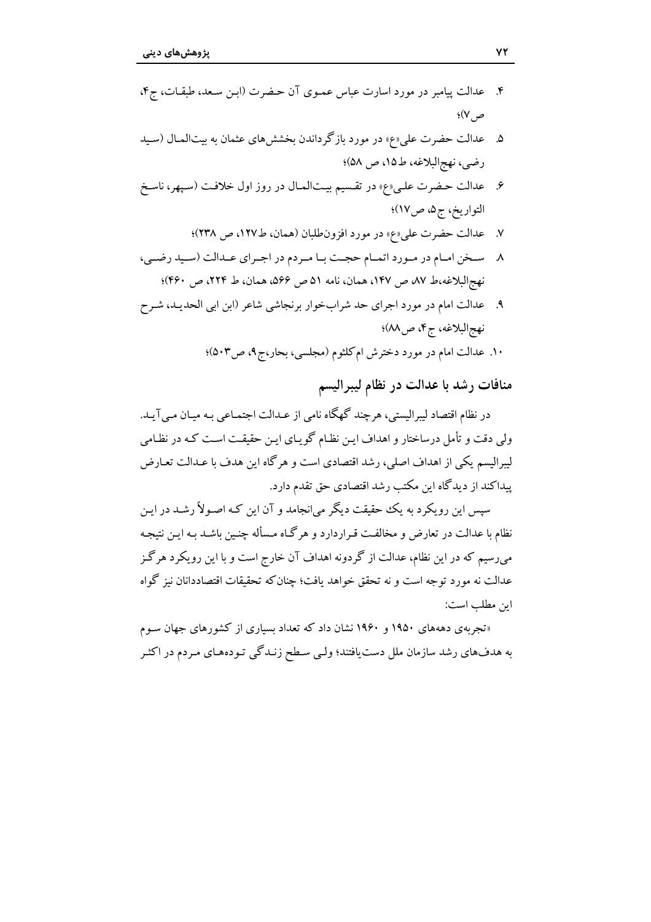۴. عدالت پیامبر در مورد اسارت عباس عموی آن حضرت (ابن سعد، طبقات، ج۴، ص۷)؛

۵. عدالت حضرت علی«ع» در مورد بازگرداندن بخشش‌های عثمان به بیت‌المال (سید رضی، نهج‌البلاغه، ط۱۵، ص ۵۸)؛

۶. عدالت حضرت علی«ع» در تقسیم بیت‌المال در روز اول خلافت (سپهر، ناسخ التواریخ، ج۵، ص۱۷)؛

۷. عدالت حضرت علی«ع» در مورد افزون‌طلبان (همان، ط۱۲۷، ص ۲۳۸)؛

۸. سخن امام در مورد اتمام حجت با مردم در اجرای عدالت (سید رضی، نهج‌البلاغه،ط ۸۷، ص ۱۴۷، همان، نامه ۵۱ ص ۵۶۶، همان، ط ۲۲۴، ص ۴۶۰)؛

۹. عدالت امام در مورد اجرای حد شراب‌خوار برنجاشی شاعر (ابن ابی الحدید، شرح نهج‌البلاغه، ج۴، ص۸۸)؛

۱۰. عدالت امام در مورد دخترش ام‌کلثوم (مجلسی، بحار،ج۹، ص۵۰۳)؛

## منافات رشد با عدالت در نظام لیبرالیسم

در نظام اقتصاد لیبرالیستی، هرچند گهگاه نامی از عدالت اجتماعی به میان می‌آید. ولی دقت و تأمل درساختار و اهداف این نظام گویای این حقیقت است که در نظامی لیبرالیسم یکی از اهداف اصلی، رشد اقتصادی است و هرگاه این هدف با عدالت تعارض پیداکند از دیدگاه این مکتب رشد اقتصادی حق تقدم دارد.

سپس این رویکرد به یک حقیقت دیگر می‌انجامد و آن این که اصولاً رشد در این نظام با عدالت در تعارض و مخالفت قراردارد و هرگاه مسأله چنین باشد به این نتیجه می‌رسیم که در این نظام، عدالت از گردونه اهداف آن خارج است و با این رویکرد هرگز عدالت نه مورد توجه است و نه تحقق خواهد یافت؛ چنان‌که تحقیقات اقتصاددانان نیز گواه این مطلب است:

«تجربه‌ی دهه‌های ۱۹۵۰ و ۱۹۶۰ نشان داد که تعداد بسیاری از کشورهای جهان سوم به هدف‌های رشد سازمان ملل دست‌یافتند؛ ولی سطح زندگی توده‌های مردم در اکثر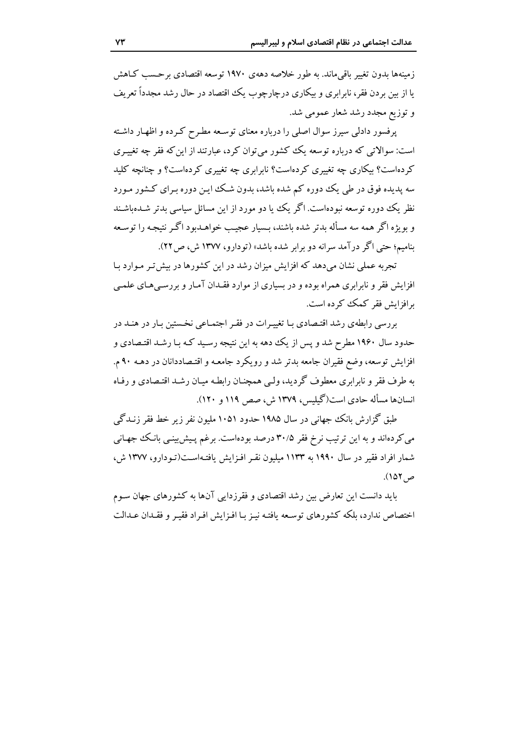زمینه‌ها بدون تغییر باقی‌ماند. به طور خلاصه دهه‌ی ۱۹۷۰ توسعه اقتصادی برحسب کاهش یا از بین بردن فقر، نابرابری و بیکاری درچارچوب یک اقتصاد در حال رشد مجدداً تعریف و توزیع مجدد رشد شعار عمومی شد.

پرفسور دادلی سیرز سوال اصلی را درباره معنای توسعه مطرح کرده و اظهار داشته است: سوالاتی که درباره توسعه یک کشور می‌توان کرد، عبارتند از این‌که فقر چه تغییری کرده‌است؟ بیکاری چه تغییری کرده‌است؟ نابرابری چه تغییری کرده‌است؟ و چنانچه کلید سه پدیده فوق در طی یک دوره کم شده باشد، بدون شک این دوره برای کشور مورد نظر یک دوره توسعه نبوده‌است. اگر یک یا دو مورد از این مسائل سیاسی بدتر شده‌باشند و بویژه اگر همه سه مسأله بدتر شده باشند، بسیار عجیب خواهد‌بود اگر نتیجه را توسعه بنامیم؛ حتی اگر درآمد سرانه دو برابر شده باشد» (تودارو، ۱۳۷۷ ش، ص۲۲).

تجربه عملی نشان می‌دهد که افزایش میزان رشد در این کشورها در بیش‌تر موارد با افزایش فقر و نابرابری همراه بوده و در بسیاری از موارد فقدان آمار و بررسی‌های علمی برافزایش فقر کمک کرده است.

بررسی رابطه‌ی رشد اقتصادی با تغییرات در فقر اجتماعی نخستین بار در هند در حدود سال ۱۹۶۰ مطرح شد و پس از یک دهه به این نتیجه رسید که با رشد اقتصادی و افزایش توسعه، وضع فقیران جامعه بدتر شد و رویکرد جامعه و اقتصاددانان در دهه ۹۰ م. به طرف فقر و نابرابری معطوف گردید، ولی همچنان رابطه میان رشد اقتصادی و رفاه انسان‌ها مسأله حادی است(گیلیس، ۱۳۷۹ ش، صص ۱۱۹ و ۱۲۰).

طبق گزارش بانک جهانی در سال ۱۹۸۵ حدود ۱۰۵۱ ملیون نفر زیر خط فقر زندگی می‌کرده‌اند و به این ترتیب نرخ فقر ۳۰/۵ درصد بوده‌است. برغم پیش‌بینی بانک جهانی شمار افراد فقیر در سال ۱۹۹۰ به ۱۱۳۳ میلیون نفر افزایش یافته‌است(تودارو، ۱۳۷۷ ش، ص۱۵۲).

باید دانست این تعارض بین رشد اقتصادی و فقرزدایی آن‌ها به کشورهای جهان سوم اختصاص ندارد، بلکه کشورهای توسعه یافته نیز با افزایش افراد فقیر و فقدان عدالت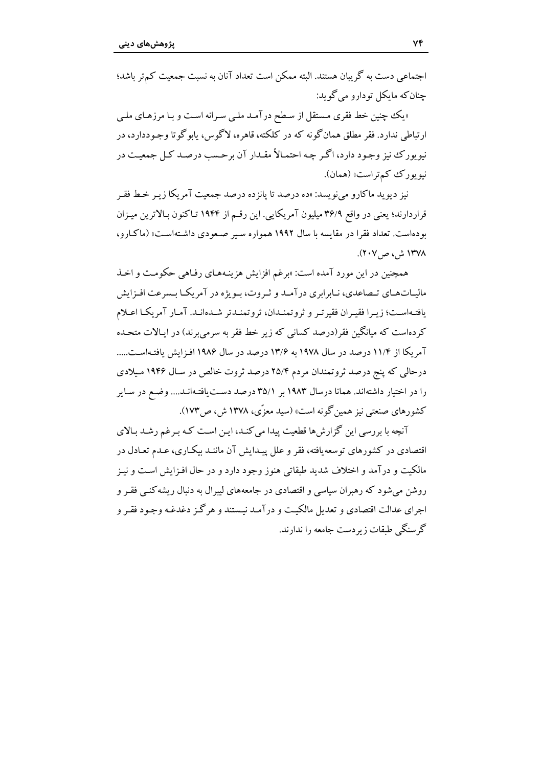اجتماعی دست به گریبان هستند. البته ممکن است تعداد آنان به نسبت جمعیت کم‌تر باشد؛ چنان‌که مایکل تودارو می‌گوید:

«یک چنین خط فقری مستقل از سطح درآمد ملی سرانه است و با مرزهای ملی ارتباطی ندارد. فقر مطلق همان‌گونه که در کلکته، قاهره، لاگوس، یابوگوتا وجوددارد، در نیویورک نیز وجود دارد، اگر چه احتمالاً مقدار آن برحسب درصد کل جمعیت در نیویورک کم‌تراست» (همان).

نیز دیوید ماکارو می‌نویسد: «ده درصد تا پانزده درصد جمعیت آمریکا زیر خط فقر قراردارند؛ یعنی در واقع ۳۶/۹ میلیون آمریکایی. این رقم از ۱۹۴۴ تاکنون بالاترین میزان بوده‌است. تعداد فقرا در مقایسه با سال ۱۹۹۲ همواره سیر صعودی داشته‌است» (ماکارو، ۱۳۷۸ ش، ص۲۰۷).

همچنین در این مورد آمده است: «برغم افزایش هزینه‌های رفاهی حکومت و اخذ مالیات‌های تصاعدی، نابرابری درآمد و ثروت، بویژه در آمریکا بسرعت افزایش یافته‌است؛ زیرا فقیران فقیرتر و ثروتمندان، ثروتمندتر شده‌اند. آمار آمریکا اعلام کرده‌است که میانگین فقر(درصد کسانی که زیر خط فقر به سرمی‌برند) در ایالات متحده آمریکا از ۱۱/۴ درصد در سال ۱۹۷۸ به ۱۳/۶ درصد در سال ۱۹۸۶ افزایش یافته‌است..... درحالی که پنج درصد ثروتمندان مردم ۲۵/۴ درصد ثروت خالص در سال ۱۹۴۶ میلادی را در اختیار داشته‌اند. همانا درسال ۱۹۸۳ بر ۳۵/۱ درصد دست‌یافته‌اند.... وضع در سایر کشورهای صنعتی نیز همین‌گونه است» (سید معزّی، ۱۳۷۸ ش، ص۱۷۳).

آنچه با بررسی این گزارش‌ها قطعیت پیدا می‌کند، این است که برغم رشد بالای اقتصادی در کشورهای توسعه‌یافته، فقر و علل پیدایش آن مانند بیکاری، عدم تعادل در مالکیت و درآمد و اختلاف شدید طبقاتی هنوز وجود دارد و در حال افزایش است و نیز روشن می‌شود که رهبران سیاسی و اقتصادی در جامعه‌های لیبرال به دنبال ریشه‌کنی فقر و اجرای عدالت اقتصادی و تعدیل مالکیت و درآمد نیستند و هرگز دغدغه وجود فقر و گرسنگی طبقات زیردست جامعه را ندارند.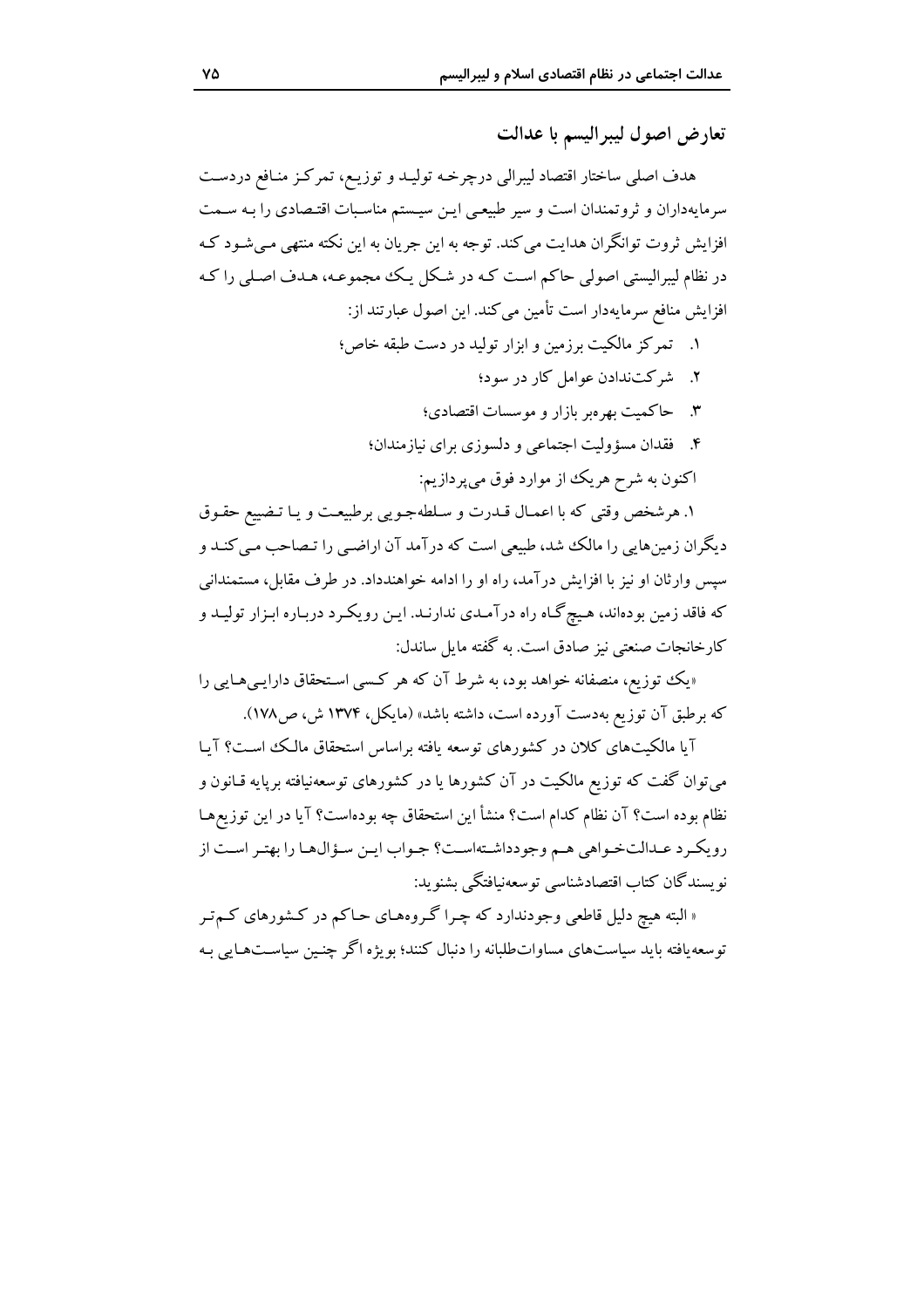## تعارض اصول لیبرالیسم با عدالت

هدف اصلی ساختار اقتصاد لیبرالی درچرخه تولید و توزیع، تمرکز منافع دردست سرمایه‌داران و ثروتمندان است و سیر طبیعی این سیستم مناسبات اقتصادی را به سمت افزایش ثروت توانگران هدایت می‌کند. توجه به این جریان به این نکته منتهی می‌شود که در نظام لیبرالیستی اصولی حاکم است که در شکل یک مجموعه، هدف اصلی را که افزایش منافع سرمایه‌دار است تأمین می‌کند. این اصول عبارتند از:

۱. تمرکز مالکیت برزمین و ابزار تولید در دست طبقه خاص؛
۲. شرکت‌ندادن عوامل کار در سود؛
۳. حاکمیت بهره‌بر بازار و موسسات اقتصادی؛
۴. فقدان مسؤولیت اجتماعی و دلسوزی برای نیازمندان؛

اکنون به شرح هریک از موارد فوق می‌پردازیم:

۱. هرشخص وقتی که با اعمال قدرت و سلطه‌جویی برطبیعت و یا تضییع حقوق دیگران زمین‌هایی را مالک شد، طبیعی است که درآمد آن اراضی را تصاحب می‌کند و سپس وارثان او نیز با افزایش درآمد، راه او را ادامه خواهندداد. در طرف مقابل، مستمندانی که فاقد زمین بوده‌اند، هیچ‌گاه راه درآمدی ندارند. این رویکرد درباره ابزار تولید و کارخانجات صنعتی نیز صادق است. به گفته مایل ساندل:

«یک توزیع، منصفانه خواهد بود، به شرط آن که هر کسی استحقاق دارایی‌هایی را که برطبق آن توزیع به‌دست آورده است، داشته باشد» (مایکل، ۱۳۷۴ ش، ص۱۷۸).

آیا مالکیت‌های کلان در کشورهای توسعه یافته براساس استحقاق مالک است؟ آیا می‌توان گفت که توزیع مالکیت در آن کشورها یا در کشورهای توسعه‌نیافته برپایه قانون و نظام بوده است؟ آن نظام کدام است؟ منشأ این استحقاق چه بوده‌است؟ آیا در این توزیع‌ها رویکرد عدالت‌خواهی هم وجودداشته‌است؟ جواب این سؤال‌ها را بهتر است از نویسندگان کتاب اقتصادشناسی توسعه‌نیافتگی بشنوید:

« البته هیچ دلیل قاطعی وجودندارد که چرا گروه‌های حاکم در کشورهای کم‌تر توسعه‌یافته باید سیاست‌های مساوات‌طلبانه را دنبال کنند؛ بویژه اگر چنین سیاست‌هایی به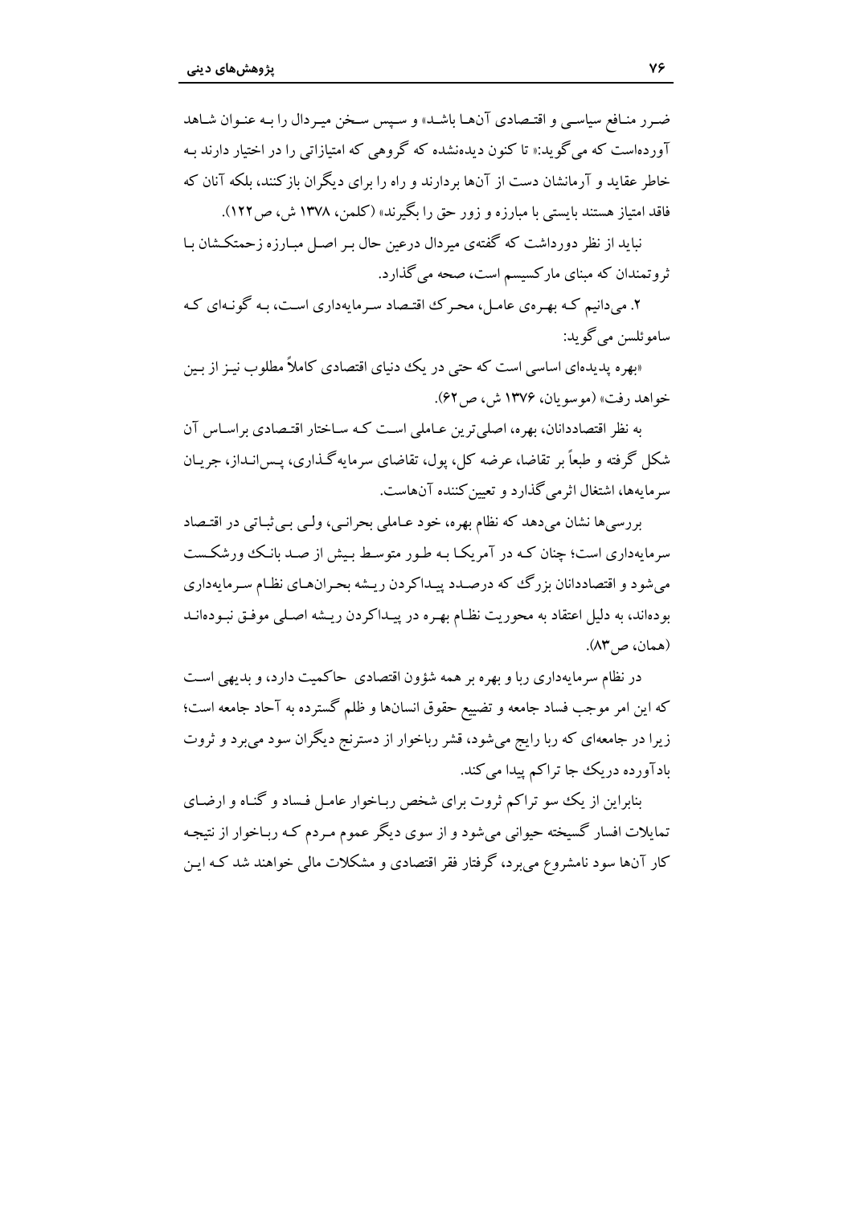ضـرر منـافع سیاسـی و اقتـصادی آن‌هـا باشـد» و سـپس سـخن میـردال را بـه عنـوان شـاهد آورده‌است که می‌گوید:« تا کنون دیده‌نشده که گروهی که امتیازاتی را در اختیار دارند بـه خاطر عقاید و آرمانشان دست از آن‌ها بردارند و راه را برای دیگران بازکنند، بلکه آنان که فاقد امتیاز هستند بایستی با مبارزه و زور حق را بگیرند» (کلمن، ۱۳۷۸ ش، ص۱۲۲).

نباید از نظر دورداشت که گفته‌ی میردال درعین حال بـر اصـل مبـارزه زحمتکـشان بـا ثروتمندان که مبنای مارکسیسم است، صحه می‌گذارد.

۲. می‌دانیم کـه بهـره‌ی عامـل، محـرک اقتـصاد سـرمایه‌داری اسـت، بـه گونـه‌ای کـه ساموئلسن می‌گوید:

«بهره پدیده‌ای اساسی است که حتی در یک دنیای اقتصادی کاملاً مطلوب نیـز از بـین خواهد رفت» (موسویان، ۱۳۷۶ ش، ص۶۲).

به نظر اقتصاددانان، بهره، اصلی‌ترین عـاملی اسـت کـه سـاختار اقتـصادی براسـاس آن شکل گرفته و طبعاً بر تقاضا، عرضه کل، پول، تقاضای سرمایه‌گـذاری، پـس‌انـداز، جریـان سرمایه‌ها، اشتغال اثرمی‌گذارد و تعیین‌کننده آن‌هاست.

بررسی‌ها نشان می‌دهد که نظام بهره، خود عـاملی بحرانـی، ولـی بـی‌ثبـاتی در اقتـصاد سرمایه‌داری است؛ چنان کـه در آمریکـا بـه طـور متوسـط بـیش از صـد بانـک ورشکـست می‌شود و اقتصاددانان بزرگ که درصـدد پیـداکردن ریـشه بحـران‌هـای نظـام سـرمایه‌داری بوده‌اند، به دلیل اعتقاد به محوریت نظـام بهـره در پیـداکردن ریـشه اصـلی موفـق نبـوده‌انـد (همان، ص۸۳).

در نظام سرمایه‌داری ربا و بهره بر همه شؤون اقتصادی حاکمیت دارد، و بدیهی اسـت که این امر موجب فساد جامعه و تضییع حقوق انسان‌ها و ظلم گسترده به آحاد جامعه است؛ زیرا در جامعه‌ای که ربا رایج می‌شود، قشر رباخوار از دسترنج دیگران سود می‌برد و ثروت بادآورده دریک جا تراکم پیدا می‌کند.

بنابراین از یک سو تراکم ثروت برای شخص ربـاخوار عامـل فـساد و گنـاه و ارضـای تمایلات افسار گسیخته حیوانی می‌شود و از سوی دیگر عموم مـردم کـه ربـاخوار از نتیجـه کار آن‌ها سود نامشروع می‌برد، گرفتار فقر اقتصادی و مشکلات مالی خواهند شد کـه ایـن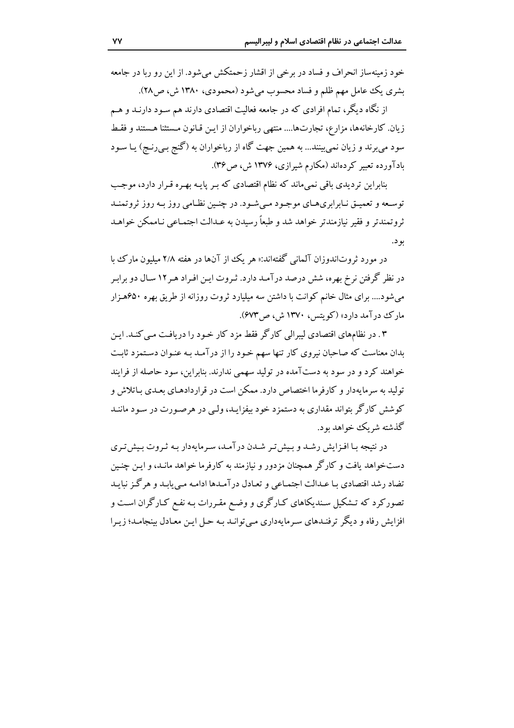خود زمینه‌ساز انحراف و فساد در برخی از اقشار زحمتکش می‌شود. از این رو ربا در جامعه بشری یک عامل مهم ظلم و فساد محسوب می‌شود (محمودی، ۱۳۸۰ ش، ص۲۸).

از نگاه دیگر، تمام افرادی که در جامعه فعالیت اقتصادی دارند هم سود دارند و هم زیان. کارخانه‌ها، مزارع، تجارت‌ها.... منتهی رباخواران از این قانون مستثنا هستند و فقط سود می‌برند و زیان نمی‌بینند... به همین جهت گاه از رباخواران به (گنج بی‌رنج) یا سود بادآورده تعبیر کرده‌اند (مکارم شیرازی، ۱۳۷۶ ش، ص۳۶).

بنابراین تردیدی باقی نمی‌ماند که نظام اقتصادی که بر پایه بهره قرار دارد، موجب توسعه و تعمیق نابرابری‌های موجود می‌شود. در چنین نظامی روز به روز ثروتمند ثروتمندتر و فقیر نیازمندتر خواهد شد و طبعاً رسیدن به عدالت اجتماعی ناممکن خواهد بود.

در مورد ثروت‌اندوزان آلمانی گفته‌اند:« هر یک از آن‌ها در هفته ۲/۸ میلیون مارک با در نظر گرفتن نرخ بهره، شش درصد درآمد دارد. ثروت این افراد هر۱۲ سال دو برابر می‌شود.... برای مثال خانم کوانت با داشتن سه میلیارد ثروت روزانه از طریق بهره ۶۵۰هزار مارک درآمد دارد» (کویتس، ۱۳۷۰ ش، ص۶۷۳).

۳. در نظام‌های اقتصادی لیبرالی کارگر فقط مزد کار خود را دریافت می‌کند. این بدان معناست که صاحبان نیروی کار تنها سهم خود را از درآمد به عنوان دستمزد ثابت خواهند کرد و در سود به دست‌آمده در تولید سهمی ندارند. بنابراین، سود حاصله از فرایند تولید به سرمایه‌دار و کارفرما اختصاص دارد. ممکن است در قراردادهای بعدی باتلاش و کوشش کارگر بتواند مقداری به دستمزد خود بیفزاید، ولی در هرصورت در سود مانند گذشته شریک خواهد بود.

در نتیجه با افزایش رشد و بیش‌تر شدن درآمد، سرمایه‌دار به ثروت بیش‌تری دست‌خواهد یافت و کارگر همچنان مزدور و نیازمند به کارفرما خواهد ماند، و این چنین تضاد رشد اقتصادی با عدالت اجتماعی و تعادل درآمدها ادامه می‌یابد و هرگز نباید تصورکرد که تشکیل سندیکاهای کارگری و وضع مقررات به نفع کارگران است و افزایش رفاه و دیگر ترفندهای سرمایه‌داری می‌تواند به حل این معادل بینجامد؛ زیرا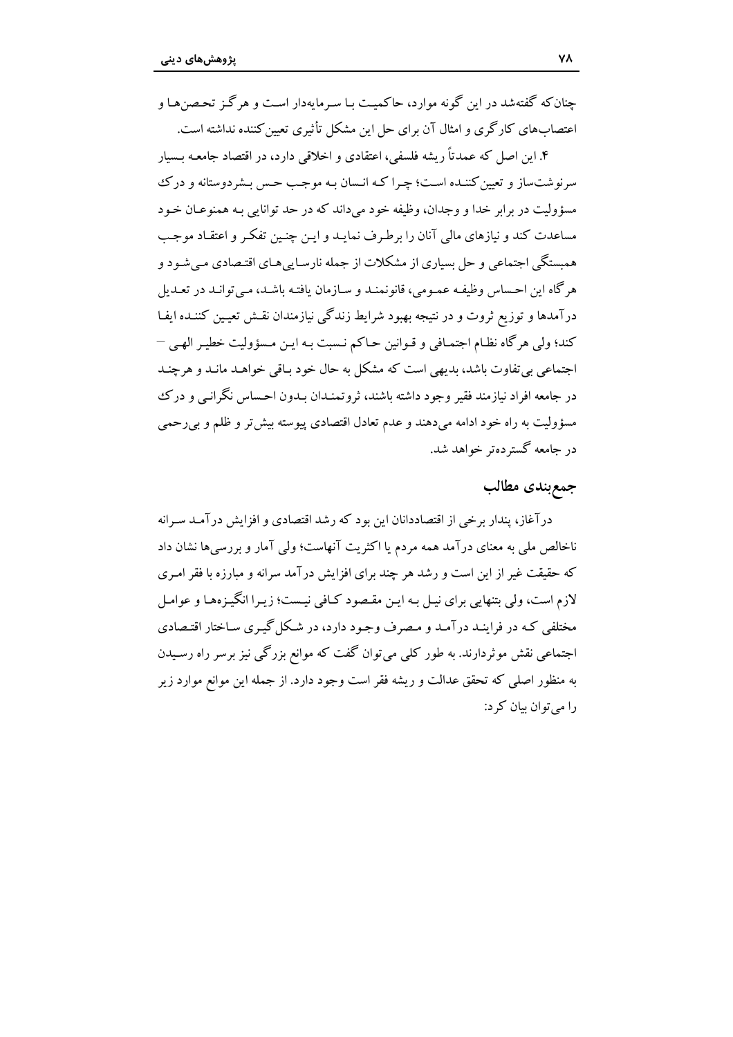چنان‌که گفته‌شد در این گونه موارد، حاکمیت با سرمایه‌دار است و هرگز تحصن‌ها و اعتصاب‌های کارگری و امثال آن برای حل این مشکل تأثیری تعیین‌کننده نداشته است.

۴. این اصل که عمدتاً ریشه فلسفی، اعتقادی و اخلاقی دارد، در اقتصاد جامعه بسیار سرنوشت‌ساز و تعیین‌کننده است؛ چرا که انسان به موجب حس بشردوستانه و درک مسؤولیت در برابر خدا و وجدان، وظیفه خود می‌داند که در حد توانایی به همنوعان خود مساعدت کند و نیازهای مالی آنان را برطرف نماید و این چنین تفکر و اعتقاد موجب همبستگی اجتماعی و حل بسیاری از مشکلات از جمله نارسایی‌های اقتصادی می‌شود و هرگاه این احساس وظیفه عمومی، قانونمند و سازمان یافته باشد، می‌تواند در تعدیل درآمدها و توزیع ثروت و در نتیجه بهبود شرایط زندگی نیازمندان نقش تعیین کننده ایفا کند؛ ولی هرگاه نظام اجتماعی و قوانین حاکم نسبت به این مسؤولیت خطیر الهی – اجتماعی بی‌تفاوت باشد، بدیهی است که مشکل به حال خود باقی خواهد ماند و هرچند در جامعه افراد نیازمند فقیر وجود داشته باشند، ثروتمندان بدون احساس نگرانی و درک مسؤولیت به راه خود ادامه می‌دهند و عدم تعادل اقتصادی پیوسته بیش‌تر و ظلم و بی‌رحمی در جامعه گسترده‌تر خواهد شد.

## جمع‌بندی مطالب

درآغاز، پندار برخی از اقتصاددانان این بود که رشد اقتصادی و افزایش درآمد سرانه ناخالص ملی به معنای درآمد همه مردم یا اکثریت آنهاست؛ ولی آمار و بررسی‌ها نشان داد که حقیقت غیر از این است و رشد هر چند برای افزایش درآمد سرانه و مبارزه با فقر امری لازم است، ولی بتنهایی برای نیل به این مقصود کافی نیست؛ زیرا انگیزه‌ها و عوامل مختلفی که در فرایند درآمد و مصرف وجود دارد، در شکل‌گیری ساختار اقتصادی اجتماعی نقش موثردارند. به طور کلی می‌توان گفت که موانع بزرگی نیز برسر راه رسیدن به منظور اصلی که تحقق عدالت و ریشه فقر است وجود دارد. از جمله این موانع موارد زیر را می‌توان بیان کرد: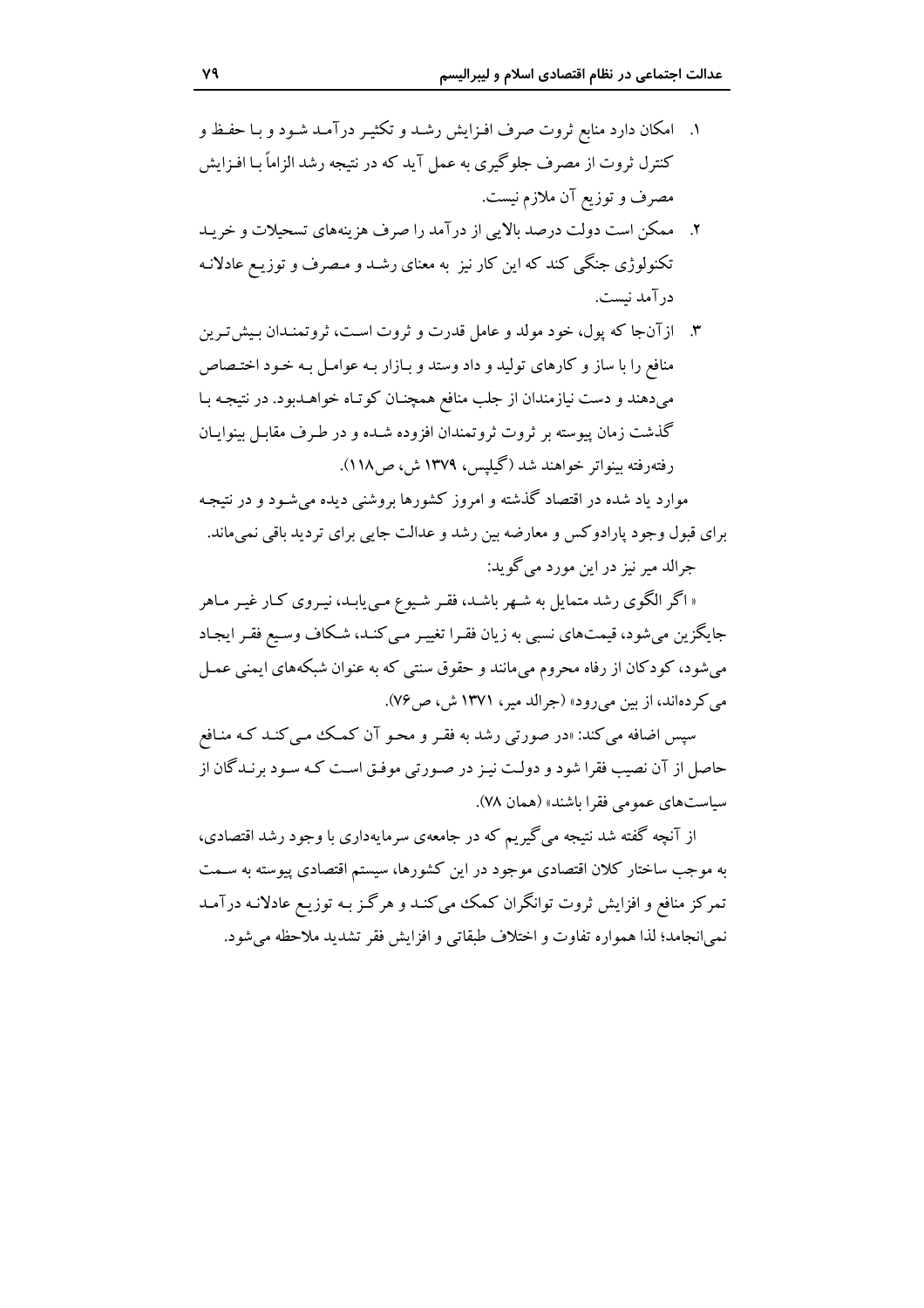۱. امکان دارد منابع ثروت صرف افزایش رشد و تکثیر درآمد شود و با حفظ و کنترل ثروت از مصرف جلوگیری به عمل آید که در نتیجه رشد الزاماً با افزایش مصرف و توزیع آن ملازم نیست.

۲. ممکن است دولت درصد بالایی از درآمد را صرف هزینه‌های تسحیلات و خرید تکنولوژی جنگی کند که این کار نیز به معنای رشد و مصرف و توزیع عادلانه درآمد نیست.

۳. ازآن‌جا که پول، خود مولد و عامل قدرت و ثروت است، ثروتمندان بیش‌ترین منافع را با ساز و کارهای تولید و داد وستد و بازار به عوامل به خود اختصاص می‌دهند و دست نیازمندان از جلب منافع همچنان کوتاه خواهدبود. در نتیجه با گذشت زمان پیوسته بر ثروت ثروتمندان افزوده شده و در طرف مقابل بینوایان رفته‌رفته بینواتر خواهند شد (گیلپس، ۱۳۷۹ ش، ص۱۱۸).

موارد یاد شده در اقتصاد گذشته و امروز کشورها بروشنی دیده می‌شود و در نتیجه برای قبول وجود پارادوکس و معارضه بین رشد و عدالت جایی برای تردید باقی نمی‌ماند.

جرالد میر نیز در این مورد می‌گوید:

«اگر الگوی رشد متمایل به شهر باشد، فقر شیوع می‌یابد، نیروی کار غیر ماهر جایگزین می‌شود، قیمت‌های نسبی به زیان فقرا تغییر می‌کند، شکاف وسیع فقر ایجاد می‌شود، کودکان از رفاه محروم می‌مانند و حقوق سنتی که به عنوان شبکه‌های ایمنی عمل می‌کرده‌اند، از بین می‌رود» (جرالد میر، ۱۳۷۱ ش، ص۷۶).

سپس اضافه می‌کند: «در صورتی رشد به فقر و محو آن کمک می‌کند که منافع حاصل از آن نصیب فقرا شود و دولت نیز در صورتی موفق است که سود برندگان از سیاست‌های عمومی فقرا باشند» (همان ۷۸).

از آنچه گفته شد نتیجه می‌گیریم که در جامعه‌ی سرمایه‌داری با وجود رشد اقتصادی، به موجب ساختار کلان اقتصادی موجود در این کشورها، سیستم اقتصادی پیوسته به سمت تمرکز منافع و افزایش ثروت توانگران کمک می‌کند و هرگز به توزیع عادلانه درآمد نمی‌انجامد؛ لذا همواره تفاوت و اختلاف طبقاتی و افزایش فقر تشدید ملاحظه می‌شود.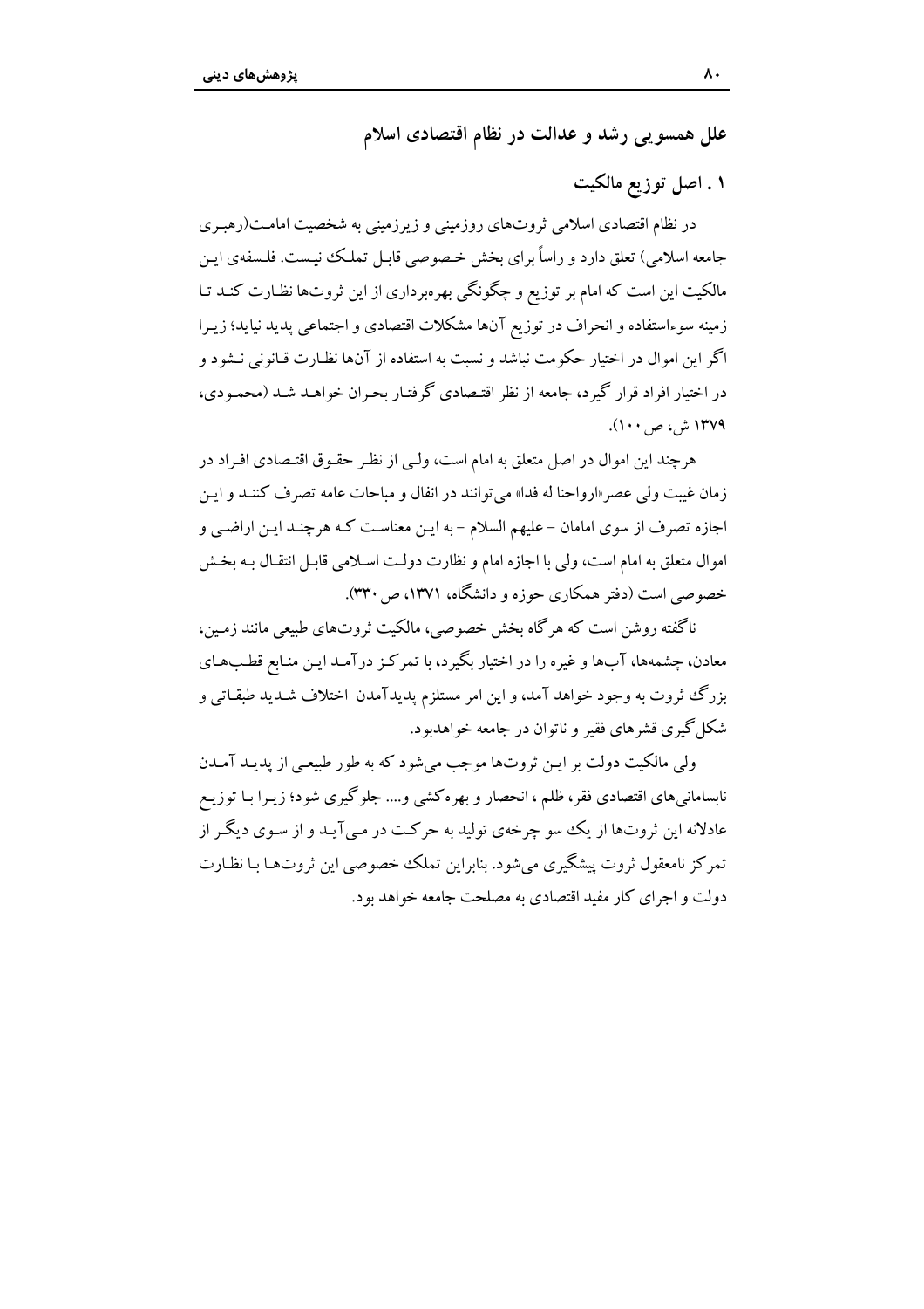## علل همسویی رشد و عدالت در نظام اقتصادی اسلام

### ۱ . اصل توزیع مالکیت

در نظام اقتصادی اسلامی ثروت‌های روزمینی و زیرزمینی به شخصیت امامت(رهبری جامعه اسلامی) تعلق دارد و راساً برای بخش خصوصی قابل تملک نیست. فلسفه‌ی این مالکیت این است که امام بر توزیع و چگونگی بهره‌برداری از این ثروت‌ها نظارت کند تا زمینه سوءاستفاده و انحراف در توزیع آن‌ها مشکلات اقتصادی و اجتماعی پدید نیاید؛ زیرا اگر این اموال در اختیار حکومت نباشد و نسبت به استفاده از آن‌ها نظارت قانونی نشود و در اختیار افراد قرار گیرد، جامعه از نظر اقتصادی گرفتار بحران خواهد شد (محمودی، ۱۳۷۹ ش، ص ۱۰۰).

هرچند این اموال در اصل متعلق به امام است، ولی از نظر حقوق اقتصادی افراد در زمان غیبت ولی عصر«ارواحنا له فدا» می‌توانند در انفال و مباحات عامه تصرف کنند و این اجازه تصرف از سوی امامان – علیهم السلام – به این معناست که هرچند این اراضی و اموال متعلق به امام است، ولی با اجازه امام و نظارت دولت اسلامی قابل انتقال به بخش خصوصی است (دفتر همکاری حوزه و دانشگاه، ۱۳۷۱، ص ۳۳۰).

ناگفته روشن است که هرگاه بخش خصوصی، مالکیت ثروت‌های طبیعی مانند زمین، معادن، چشمه‌ها، آب‌ها و غیره را در اختیار بگیرد، با تمرکز درآمد این منابع قطب‌های بزرگ ثروت به وجود خواهد آمد، و این امر مستلزم پدیدآمدن اختلاف شدید طبقاتی و شکل‌گیری قشرهای فقیر و ناتوان در جامعه خواهدبود.

ولی مالکیت دولت بر این ثروت‌ها موجب می‌شود که به طور طبیعی از پدید آمدن نابسامانی‌های اقتصادی فقر، ظلم ، انحصار و بهره‌کشی و.... جلوگیری شود؛ زیرا با توزیع عادلانه این ثروت‌ها از یک سو چرخه‌ی تولید به حرکت در می‌آید و از سوی دیگر از تمرکز نامعقول ثروت پیشگیری می‌شود. بنابراین تملک خصوصی این ثروت‌ها با نظارت دولت و اجرای کار مفید اقتصادی به مصلحت جامعه خواهد بود.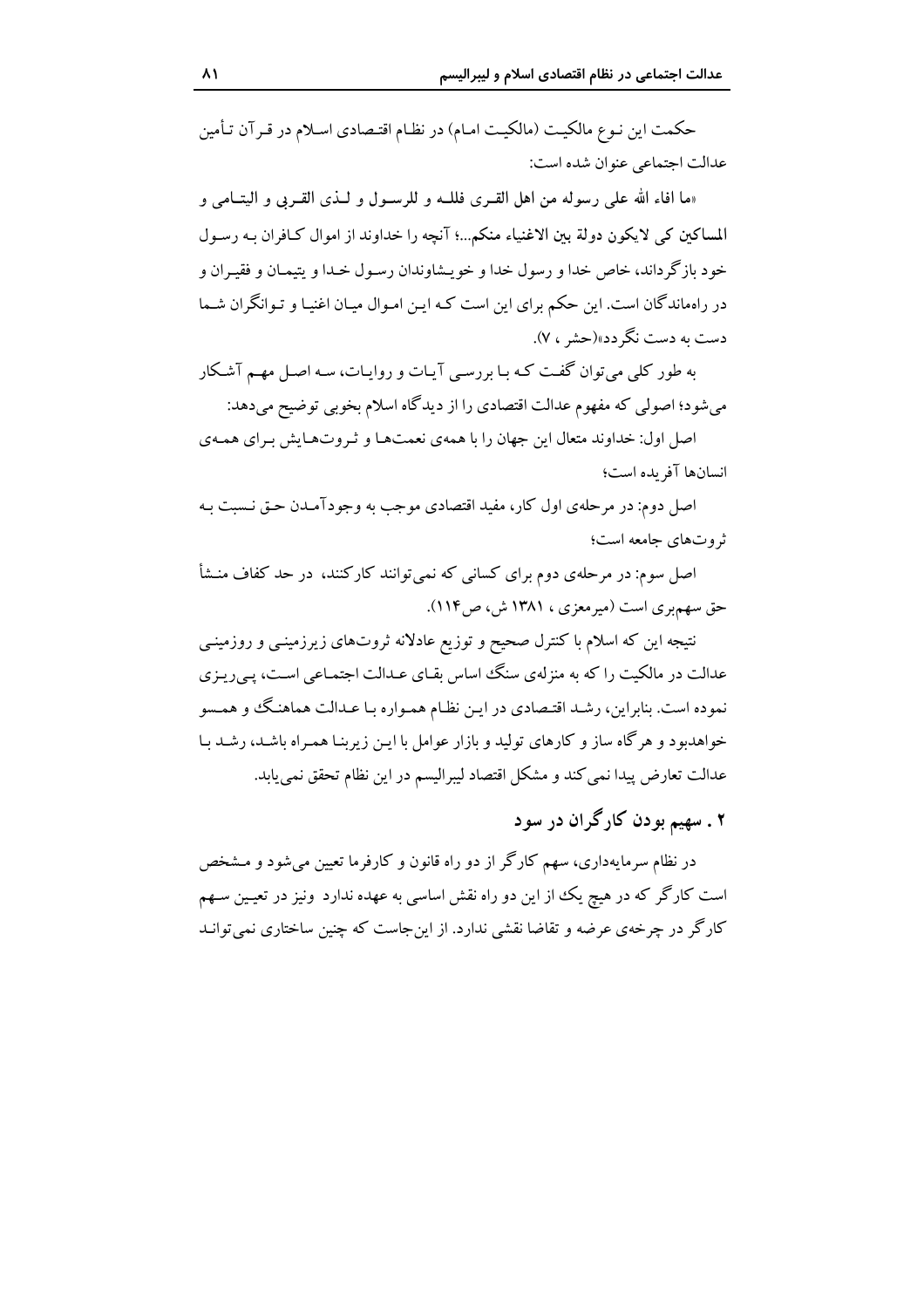حکمت این نوع مالکیت (مالکیت امام) در نظام اقتصادی اسلام در قرآن تأمین عدالت اجتماعی عنوان شده است:

«**ما افاء الله علی رسوله من اهل القری فلله و للرسول و لذی القربی و الیتامی و المساکین کی لایکون دولة بین الاغنیاء منکم**...؛ آنچه را خداوند از اموال کافران به رسول خود بازگرداند، خاص خدا و رسول خدا و خویشاوندان رسول خدا و یتیمان و فقیران و در راه‌ماندگان است. این حکم برای این است که این اموال میان اغنیا و توانگران شما دست به دست نگردد»(حشر ، ۷).

به طور کلی می‌توان گفت که با بررسی آیات و روایات، سه اصل مهم آشکار می‌شود؛ اصولی که مفهوم عدالت اقتصادی را از دیدگاه اسلام بخوبی توضیح می‌دهد:

اصل اول: خداوند متعال این جهان را با همه‌ی نعمت‌ها و ثروت‌هایش برای همه‌ی انسان‌ها آفریده است؛

اصل دوم: در مرحله‌ی اول کار، مفید اقتصادی موجب به وجودآمدن حق نسبت به ثروت‌های جامعه است؛

اصل سوم: در مرحله‌ی دوم برای کسانی که نمی‌توانند کارکنند، در حد کفاف منشأ حق سهم‌بری است (میرمعزی ، ۱۳۸۱ ش، ص۱۱۴).

نتیجه این که اسلام با کنترل صحیح و توزیع عادلانه ثروت‌های زیرزمینی و روزمینی عدالت در مالکیت را که به منزله‌ی سنگ اساس بقای عدالت اجتماعی است، پی‌ریزی نموده است. بنابراین، رشد اقتصادی در این نظام همواره با عدالت هماهنگ و همسو خواهدبود و هرگاه ساز و کارهای تولید و بازار عوامل با این زیربنا همراه باشد، رشد با عدالت تعارض پیدا نمی‌کند و مشکل اقتصاد لیبرالیسم در این نظام تحقق نمی‌یابد.

## ۲ . سهیم بودن کارگران در سود

در نظام سرمایه‌داری، سهم کارگر از دو راه قانون و کارفرما تعیین می‌شود و مشخص است کارگر که در هیچ یک از این دو راه نقش اساسی به عهده ندارد ونیز در تعیین سهم کارگر در چرخه‌ی عرضه و تقاضا نقشی ندارد. از این‌جاست که چنین ساختاری نمی‌تواند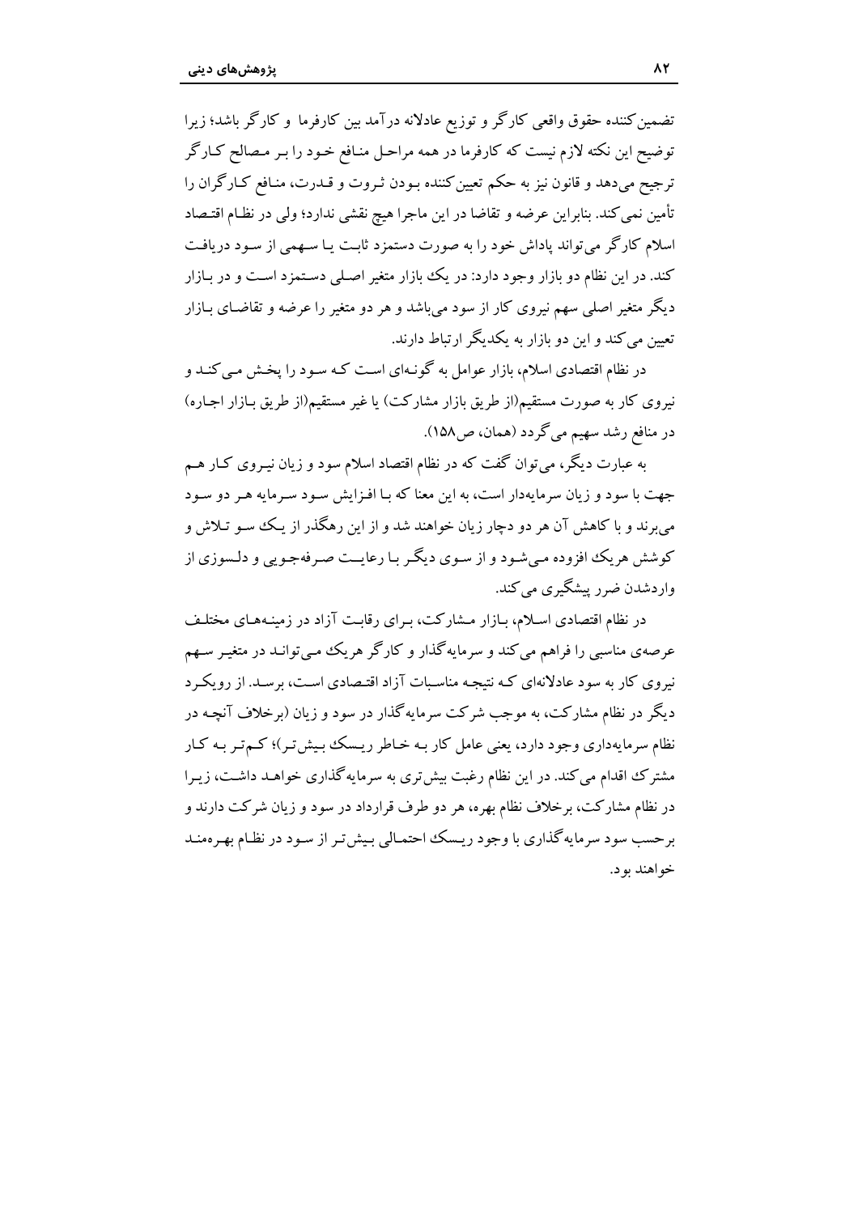تضمین‌کننده حقوق واقعی کارگر و توزیع عادلانه درآمد بین کارفرما و کارگر باشد؛ زیرا توضیح این نکته لازم نیست که کارفرما در همه مراحل منافع خود را بر مصالح کارگر ترجیح می‌دهد و قانون نیز به حکم تعیین‌کننده بودن ثروت و قدرت، منافع کارگران را تأمین نمی‌کند. بنابراین عرضه و تقاضا در این ماجرا هیچ نقشی ندارد؛ ولی در نظام اقتصاد اسلام کارگر می‌تواند پاداش خود را به صورت دستمزد ثابت یا سهمی از سود دریافت کند. در این نظام دو بازار وجود دارد: در یک بازار متغیر اصلی دستمزد است و در بازار دیگر متغیر اصلی سهم نیروی کار از سود می‌باشد و هر دو متغیر را عرضه و تقاضای بازار تعیین می‌کند و این دو بازار به یکدیگر ارتباط دارند.

در نظام اقتصادی اسلام، بازار عوامل به گونه‌ای است که سود را پخش می‌کند و نیروی کار به صورت مستقیم(از طریق بازار مشارکت) یا غیر مستقیم(از طریق بازار اجاره) در منافع رشد سهیم می‌گردد (همان، ص۱۵۸).

به عبارت دیگر، می‌توان گفت که در نظام اقتصاد اسلام سود و زیان نیروی کار هم جهت با سود و زیان سرمایه‌دار است، به این معنا که با افزایش سود سرمایه هر دو سود می‌برند و با کاهش آن هر دو دچار زیان خواهند شد و از این رهگذر از یک سو تلاش و کوشش هریک افزوده می‌شود و از سوی دیگر با رعایت صرفه‌جویی و دلسوزی از واردشدن ضرر پیشگیری می‌کند.

در نظام اقتصادی اسلام، بازار مشارکت، برای رقابت آزاد در زمینه‌های مختلف عرصه‌ی مناسبی را فراهم می‌کند و سرمایه‌گذار و کارگر هریک می‌توانند در متغیر سهم نیروی کار به سود عادلانه‌ای که نتیجه مناسبات آزاد اقتصادی است، برسد. از رویکرد دیگر در نظام مشارکت، به موجب شرکت سرمایه‌گذار در سود و زیان (برخلاف آنچه در نظام سرمایه‌داری وجود دارد، یعنی عامل کار به خاطر ریسک بیش‌تر)؛ کم‌تر به کار مشترک اقدام می‌کند. در این نظام رغبت بیش‌تری به سرمایه‌گذاری خواهد داشت، زیرا در نظام مشارکت، برخلاف نظام بهره، هر دو طرف قرارداد در سود و زیان شرکت دارند و برحسب سود سرمایه‌گذاری با وجود ریسک احتمالی بیش‌تر از سود در نظام بهره‌مند خواهند بود.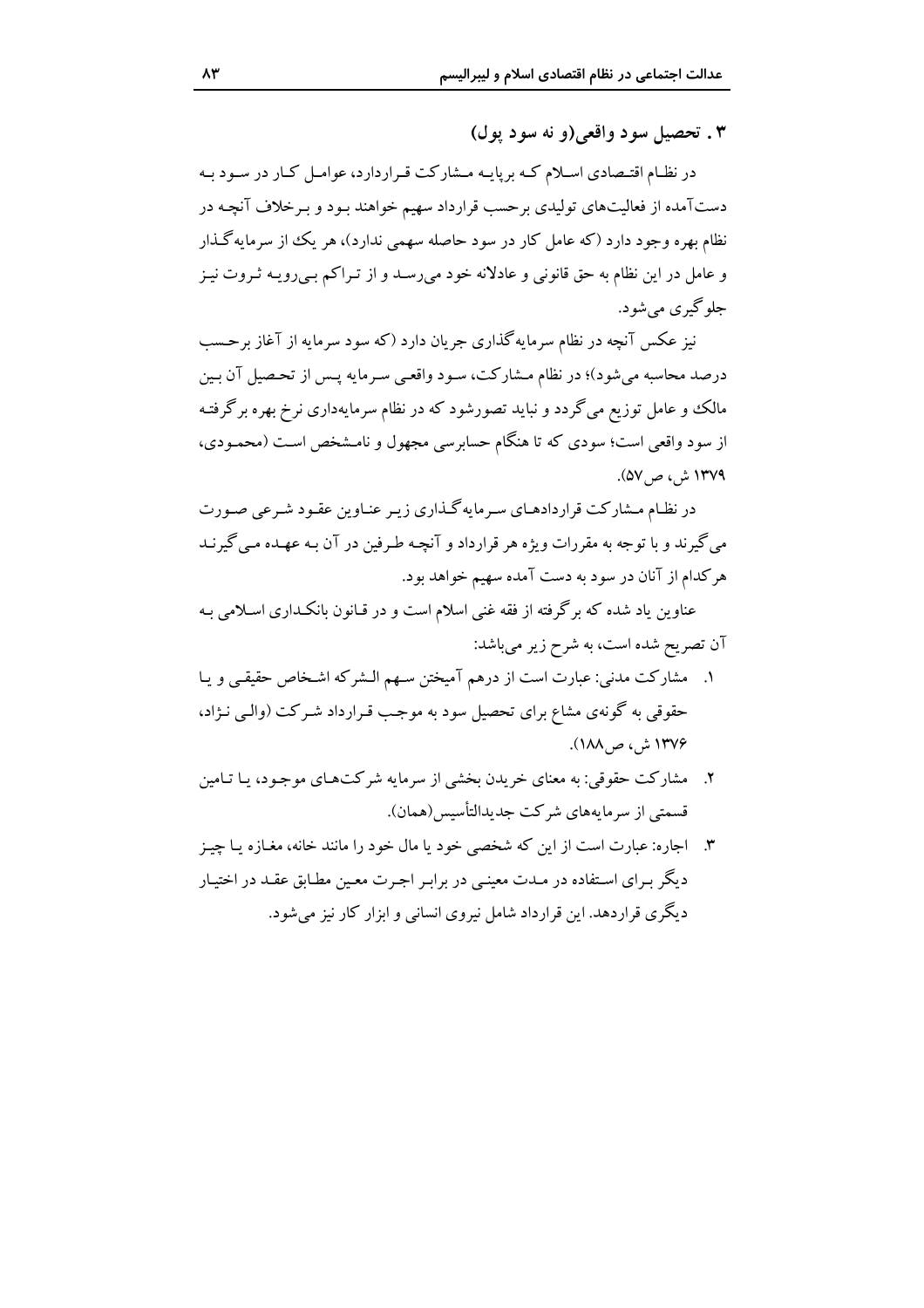### ۳ . تحصیل سود واقعی(و نه سود پول)

در نظـام اقتـصادی اسـلام کـه برپایـه مـشارکت قـراردارد، عوامـل کـار در سـود بـه دست‌آمده از فعالیت‌های تولیدی برحسب قرارداد سهیم خواهند بـود و بـرخلاف آنچـه در نظام بهره وجود دارد (که عامل کار در سود حاصله سهمی ندارد)، هر یک از سرمایه‌گـذار و عامل در این نظام به حق قانونی و عادلانه خود می‌رسـد و از تـراکم بـی‌رویـه ثـروت نیـز جلوگیری می‌شود.

نیز عکس آنچه در نظام سرمایه‌گذاری جریان دارد (که سود سرمایه از آغاز برحـسب درصد محاسبه می‌شود)؛ در نظام مـشارکت، سـود واقعـی سـرمایه پـس از تحـصیل آن بـین مالک و عامل توزیع می‌گردد و نباید تصورشود که در نظام سرمایه‌داری نرخ بهره برگرفتـه از سود واقعی است؛ سودی که تا هنگام حسابرسی مجهول و نامـشخص اسـت (محمـودی، ۱۳۷۹ ش، ص۵۷).

در نظـام مـشارکت قراردادهـای سـرمایه‌گـذاری زیـر عنـاوین عقـود شـرعی صـورت می‌گیرند و با توجه به مقررات ویژه هر قرارداد و آنچـه طـرفین در آن بـه عهـده مـی‌گیرنـد هرکدام از آنان در سود به دست آمده سهیم خواهد بود.

عناوین یاد شده که برگرفته از فقه غنی اسلام است و در قـانون بانکـداری اسـلامی بـه آن تصریح شده است، به شرح زیر می‌باشد:

۱. مشارکت مدنی: عبارت است از درهم آمیختن سـهم الـشرکه اشـخاص حقیقـی و یـا حقوقی به گونه‌ی مشاع برای تحصیل سود به موجـب قـرارداد شـرکت (والـی نـژاد، ۱۳۷۶ ش، ص۱۸۸).
۲. مشارکت حقوقی: به معنای خریدن بخشی از سرمایه شرکت‌هـای موجـود، یـا تـامین قسمتی از سرمایه‌های شرکت جدیدالتأسیس(همان).
۳. اجاره: عبارت است از این که شخصی خود یا مال خود را مانند خانه، مغـازه یـا چیـز دیگر بـرای اسـتفاده در مـدت معینـی در برابـر اجـرت معـین مطـابق عقـد در اختیـار دیگری قراردهد. این قرارداد شامل نیروی انسانی و ابزار کار نیز می‌شود.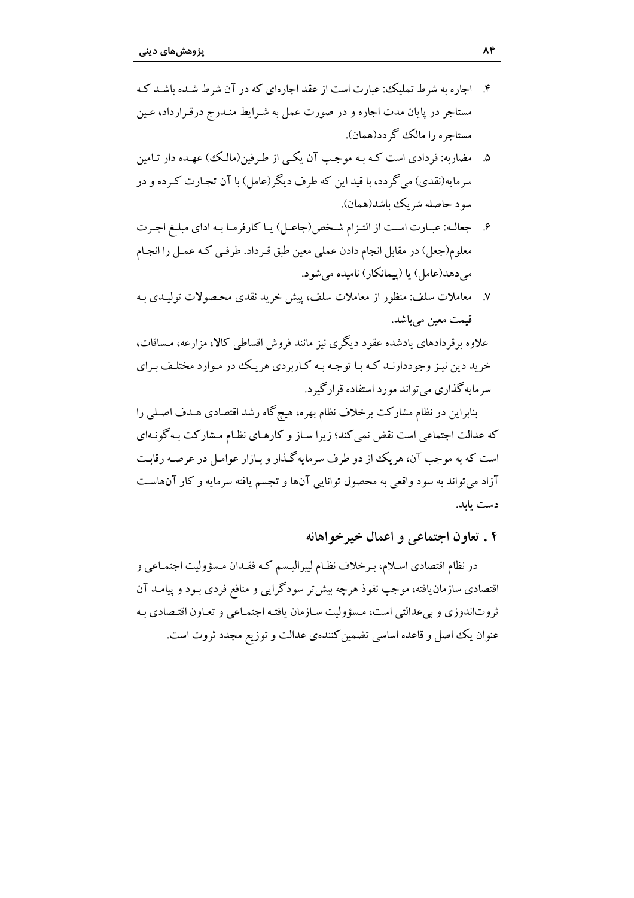۴. اجاره به شرط تملیک: عبارت است از عقد اجاره‌ای که در آن شرط شده باشد که مستاجر در پایان مدت اجاره و در صورت عمل به شرایط مندرج درقرارداد، عین مستاجره را مالک گردد(همان).

۵. مضاربه: قردادی است که به موجب آن یکی از طرفین(مالک) عهده دار تامین سرمایه(نقدی) می‌گردد، با قید این که طرف دیگر(عامل) با آن تجارت کرده و در سود حاصله شریک باشد(همان).

۶. جعاله: عبارت است از التزام شخص(جاعل) یا کارفرما به ادای مبلغ اجرت معلوم(جعل) در مقابل انجام دادن عملی معین طبق قرداد. طرفی که عمل را انجام می‌دهد(عامل) یا (پیمانکار) نامیده می‌شود.

۷. معاملات سلف: منظور از معاملات سلف، پیش خرید نقدی محصولات تولیدی به قیمت معین می‌باشد.

علاوه برقردادهای یادشده عقود دیگری نیز مانند فروش اقساطی کالا، مزارعه، مساقات، خرید دین نیز وجوددارند که با توجه به کاربردی هریک در موارد مختلف برای سرمایه‌گذاری می‌تواند مورد استفاده قرارگیرد.

بنابراین در نظام مشارکت برخلاف نظام بهره، هیچ‌گاه رشد اقتصادی هدف اصلی را که عدالت اجتماعی است نقض نمی‌کند؛ زیرا ساز و کارهای نظام مشارکت به‌گونه‌ای است که به موجب آن، هریک از دو طرف سرمایه‌گذار و بازار عوامل در عرصه رقابت آزاد می‌تواند به سود واقعی به محصول توانایی آن‌ها و تجسم یافته سرمایه و کار آن‌هاست دست یابد.

## ۴ . تعاون اجتماعی و اعمال خیرخواهانه

در نظام اقتصادی اسلام، برخلاف نظام لیبرالیسم که فقدان مسؤولیت اجتماعی و اقتصادی سازمان‌یافته، موجب نفوذ هرچه بیش‌تر سودگرایی و منافع فردی بود و پیامد آن ثروت‌اندوزی و بی‌عدالتی است، مسؤولیت سازمان یافته اجتماعی و تعاون اقتصادی به عنوان یک اصل و قاعده اساسی تضمین‌کننده‌ی عدالت و توزیع مجدد ثروت است.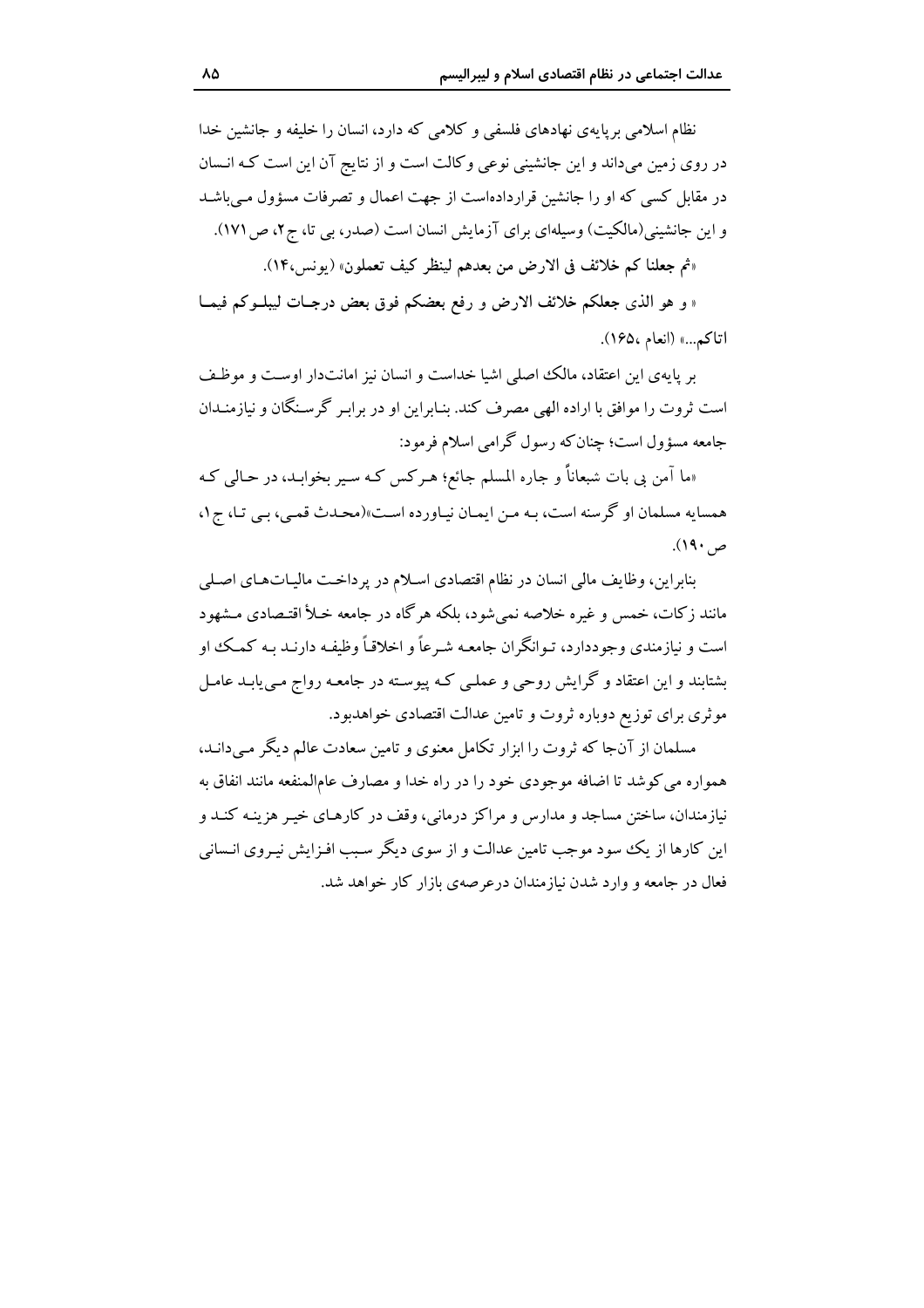نظام اسلامی برپایه‌ی نهادهای فلسفی و کلامی که دارد، انسان را خلیفه و جانشین خدا در روی زمین می‌داند و این جانشینی نوعی وکالت است و از نتایج آن این است کـه انسان در مقابل کسی که او را جانشین قرارداده‌است از جهت اعمال و تصرفات مسؤول مـی‌باشد و این جانشینی(مالکیت) وسیله‌ای برای آزمایش انسان است (صدر، بی تا، ج۲، ص۱۷۱).

«ثم جعلنا کم خلائف فی الارض من بعدهم لینظر کیف تعملون» (یونس،۱۴).

« و هو الذی جعلکم خلائف الارض و رفع بعضکم فوق بعض درجـات لیبلـوکم فیمـا اتاکم...» (انعام ،۱۶۵).

بر پایه‌ی این اعتقاد، مالک اصلی اشیا خداست و انسان نیز امانت‌دار اوسـت و موظـف است ثروت را موافق با اراده الهی مصرف کند. بنـابراین او در برابـر گرسـنگان و نیازمنـدان جامعه مسؤول است؛ چنان‌که رسول گرامی اسلام فرمود:

«ما آمن بی بات شبعاناً و جاره المسلم جائع؛ هـرکس کـه سیر بخوابـد، در حـالی کـه همسایه مسلمان او گرسنه است، بـه مـن ایمـان نیـاورده اسـت»(محـدث قمـی، بـی تـا، ج۱، ص۱۹۰).

بنابراین، وظایف مالی انسان در نظام اقتصادی اسـلام در پرداخـت مالیـات‌هـای اصـلی مانند زکات، خمس و غیره خلاصه نمی‌شود، بلکه هرگاه در جامعه خـلأ اقتـصادی مـشهود است و نیازمندی وجوددارد، تـوانگران جامعـه شـرعاً و اخلاقـاً وظیفـه دارنـد بـه کمـک او بشتابند و این اعتقاد و گرایش روحی و عملـی کـه پیوسـته در جامعـه رواج مـی‌یابـد عامـل موثری برای توزیع دوباره ثروت و تامین عدالت اقتصادی خواهدبود.

مسلمان از آن‌جا که ثروت را ابزار تکامل معنوی و تامین سعادت عالم دیگر مـی‌دانـد، همواره می‌کوشد تا اضافه موجودی خود را در راه خدا و مصارف عام‌المنفعه مانند انفاق به نیازمندان، ساختن مساجد و مدارس و مراکز درمانی، وقف در کارهـای خیـر هزینـه کنـد و این کارها از یک سود موجب تامین عدالت و از سوی دیگر سـبب افـزایش نیـروی انـسانی فعال در جامعه و وارد شدن نیازمندان درعرصه‌ی بازار کار خواهد شد.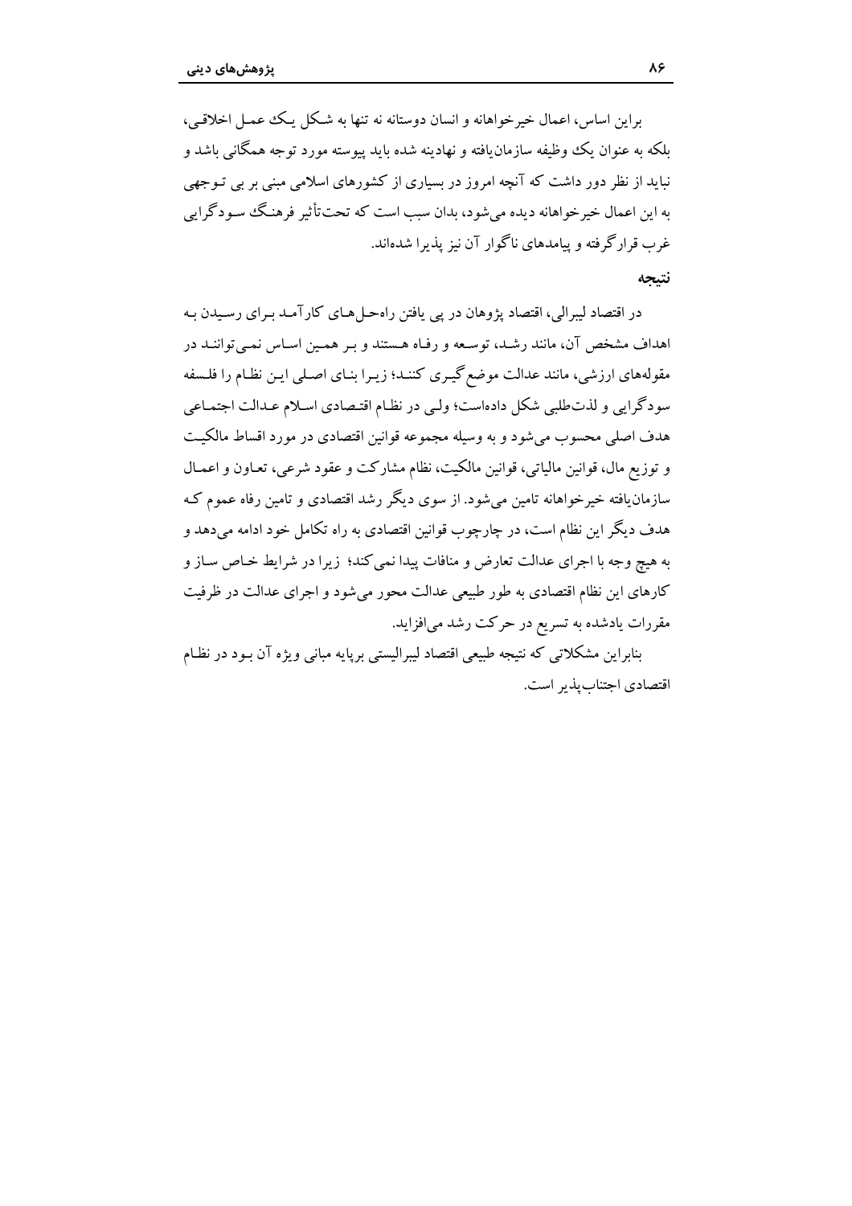براین اساس، اعمال خیرخواهانه و انسان دوستانه نه تنها به شکل یک عمل اخلاقی، بلکه به عنوان یک وظیفه سازمان‌یافته و نهادینه شده باید پیوسته مورد توجه همگانی باشد و نباید از نظر دور داشت که آنچه امروز در بسیاری از کشورهای اسلامی مبنی بر بی توجهی به این اعمال خیرخواهانه دیده می‌شود، بدان سبب است که تحت‌تأثیر فرهنگ سودگرایی غرب قرارگرفته و پیامدهای ناگوار آن نیز پذیرا شده‌اند.

### نتیجه

در اقتصاد لیبرالی، اقتصاد پژوهان در پی یافتن راه‌حل‌های کارآمد برای رسیدن به اهداف مشخص آن، مانند رشد، توسعه و رفاه هستند و بر همین اساس نمی‌توانند در مقوله‌های ارزشی، مانند عدالت موضع‌گیری کنند؛ زیرا بنای اصلی این نظام را فلسفه سودگرایی و لذت‌طلبی شکل داده‌است؛ ولی در نظام اقتصادی اسلام عدالت اجتماعی هدف اصلی محسوب می‌شود و به وسیله مجموعه قوانین اقتصادی در مورد اقساط مالکیت و توزیع مال، قوانین مالیاتی، قوانین مالکیت، نظام مشارکت و عقود شرعی، تعاون و اعمال سازمان‌یافته خیرخواهانه تامین می‌شود. از سوی دیگر رشد اقتصادی و تامین رفاه عموم که هدف دیگر این نظام است، در چارچوب قوانین اقتصادی به راه تکامل خود ادامه می‌دهد و به هیچ وجه با اجرای عدالت تعارض و منافات پیدا نمی‌کند؛ زیرا در شرایط خاص ساز و کارهای این نظام اقتصادی به طور طبیعی عدالت محور می‌شود و اجرای عدالت در ظرفیت مقررات یادشده به تسریع در حرکت رشد می‌افزاید.

بنابراین مشکلاتی که نتیجه طبیعی اقتصاد لیبرالیستی برپایه مبانی ویژه آن بود در نظام اقتصادی اجتناب‌پذیر است.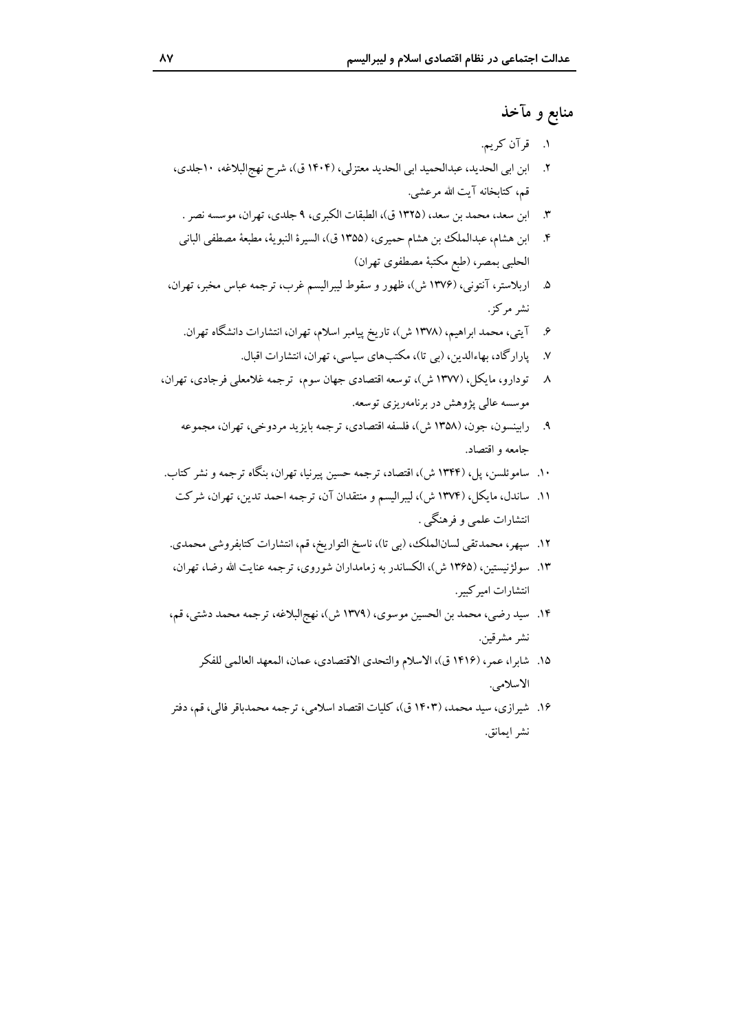## منابع و مآخذ

۱. قرآن کریم.
۲. ابن ابی الحدید، عبدالحمید ابی الحدید معتزلی، (۱۴۰۴ ق)، شرح نهج‌البلاغه، ۱۰جلدی، قم، کتابخانه آیت الله مرعشی.
۳. ابن سعد، محمد بن سعد، (۱۳۲۵ ق)، الطبقات الکبری، ۹ جلدی، تهران، موسسه نصر .
۴. ابن هشام، عبدالملک بن هشام حمیری، (۱۳۵۵ ق)، السیرة النبویة، مطبعة مصطفی البانی الحلبی بمصر، (طبع مکتبة مصطفوی تهران)
۵. اربلاستر، آنتونی، (۱۳۷۶ ش)، ظهور و سقوط لیبرالیسم غرب، ترجمه عباس مخبر، تهران، نشر مرکز.
۶. آیتی، محمد ابراهیم، (۱۳۷۸ ش)، تاریخ پیامبر اسلام، تهران، انتشارات دانشگاه تهران.
۷. پارارگاد، بهاءالدین، (بی تا)، مکتب‌های سیاسی، تهران، انتشارات اقبال.
۸. تودارو، مایکل، (۱۳۷۷ ش)، توسعه اقتصادی جهان سوم، ترجمه غلامعلی فرجادی، تهران، موسسه عالی پژوهش در برنامه‌ریزی توسعه.
۹. رابینسون، جون، (۱۳۵۸ ش)، فلسفه اقتصادی، ترجمه بایزید مردوخی، تهران، مجموعه جامعه و اقتصاد.
۱۰. ساموئلسن، پل، (۱۳۴۴ ش)، اقتصاد، ترجمه حسین پیرنیا، تهران، بنگاه ترجمه و نشر کتاب.
۱۱. ساندل، مایکل، (۱۳۷۴ ش)، لیبرالیسم و منتقدان آن، ترجمه احمد تدین، تهران، شرکت انتشارات علمی و فرهنگی .
۱۲. سپهر، محمدتقی لسان‌الملک، (بی تا)، ناسخ التواریخ، قم، انتشارات کتابفروشی محمدی.
۱۳. سولژنیستین، (۱۳۶۵ ش)، الکساندر به زمامداران شوروی، ترجمه عنایت الله رضا، تهران، انتشارات امیرکبیر.
۱۴. سید رضی، محمد بن الحسین موسوی، (۱۳۷۹ ش)، نهج‌البلاغه، ترجمه محمد دشتی، قم، نشر مشرقین.
۱۵. شابرا، عمر، (۱۴۱۶ ق)، الاسلام والتحدی الاقتصادی، عمان، المعهد العالمی للفکر الاسلامی.
۱۶. شیرازی، سید محمد، (۱۴۰۳ ق)، کلیات اقتصاد اسلامی، ترجمه محمدباقر فالی، قم، دفتر نشر ایمانق.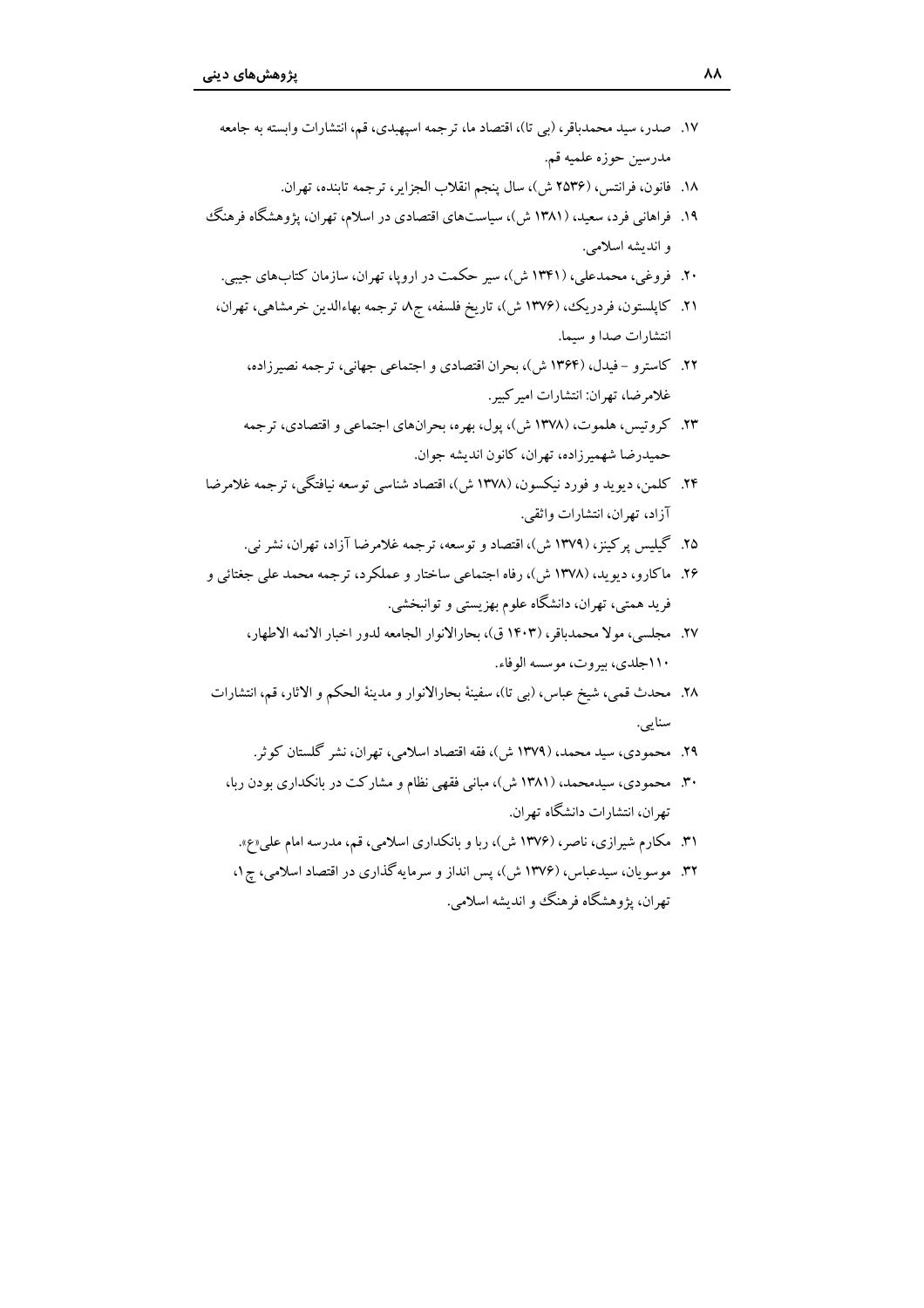۱۷. صدر، سید محمدباقر، (بی تا)، اقتصاد ما، ترجمه اسپهبدی، قم، انتشارات وابسته به جامعه مدرسین حوزه علمیه قم.

۱۸. فانون، فرانتس، (۲۵۳۶ ش)، سال پنجم انقلاب الجزایر، ترجمه تابنده، تهران.

۱۹. فراهانی فرد، سعید، (۱۳۸۱ ش)، سیاست‌های اقتصادی در اسلام، تهران، پژوهشگاه فرهنگ و اندیشه اسلامی.

۲۰. فروغی، محمدعلی، (۱۳۴۱ ش)، سیر حکمت در اروپا، تهران، سازمان کتاب‌های جیبی.

۲۱. کاپلستون، فردریک، (۱۳۷۶ ش)، تاریخ فلسفه، ج۸، ترجمه بهاءالدین خرمشاهی، تهران، انتشارات صدا و سیما.

۲۲. کاسترو – فیدل، (۱۳۶۴ ش)، بحران اقتصادی و اجتماعی جهانی، ترجمه نصیرزاده، غلامرضا، تهران: انتشارات امیرکبیر.

۲۳. کروتیس، هلموت، (۱۳۷۸ ش)، پول، بهره، بحران‌های اجتماعی و اقتصادی، ترجمه حمیدرضا شهمیرزاده، تهران، کانون اندیشه جوان.

۲۴. کلمن، دیوید و فورد نیکسون، (۱۳۷۸ ش)، اقتصاد شناسی توسعه نیافتگی، ترجمه غلامرضا آزاد، تهران، انتشارات واثقی.

۲۵. گیلیس پرکینز، (۱۳۷۹ ش)، اقتصاد و توسعه، ترجمه غلامرضا آزاد، تهران، نشر نی.

۲۶. ماکارو، دیوید، (۱۳۷۸ ش)، رفاه اجتماعی ساختار و عملکرد، ترجمه محمد علی جغتائی و فرید همتی، تهران، دانشگاه علوم بهزیستی و توانبخشی.

۲۷. مجلسی، مولا محمدباقر، (۱۴۰۳ ق)، بحارالانوار الجامعه لدور اخبار الائمه الاطهار، ۱۱۰جلدی، بیروت، موسسه الوفاء.

۲۸. محدث قمی، شیخ عباس، (بی تا)، سفینهٔ بحارالانوار و مدینهٔ الحکم و الاثار، قم، انتشارات سنایی.

۲۹. محمودی، سید محمد، (۱۳۷۹ ش)، فقه اقتصاد اسلامی، تهران، نشر گلستان کوثر.

۳۰. محمودی، سیدمحمد، (۱۳۸۱ ش)، مبانی فقهی نظام و مشارکت در بانکداری بودن ربا، تهران، انتشارات دانشگاه تهران.

۳۱. مکارم شیرازی، ناصر، (۱۳۷۶ ش)، ربا و بانکداری اسلامی، قم، مدرسه امام علی«ع».

۳۲. موسویان، سیدعباس، (۱۳۷۶ ش)، پس انداز و سرمایه‌گذاری در اقتصاد اسلامی، چ۱، تهران، پژوهشگاه فرهنگ و اندیشه اسلامی.